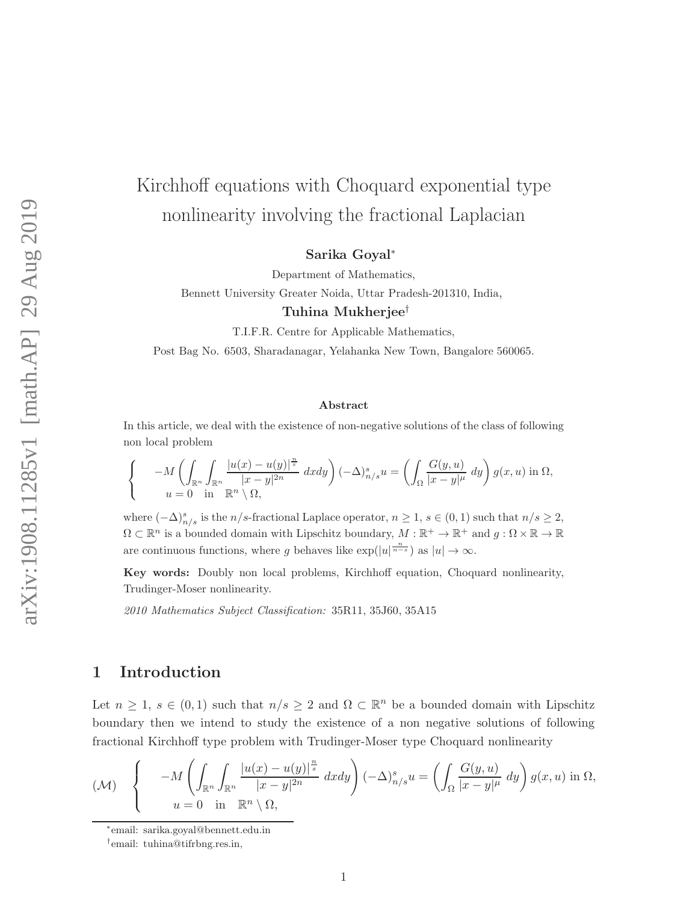# Kirchhoff equations with Choquard exponential type nonlinearity involving the fractional Laplacian

**Sarika Goyal**[*]

Department of Mathematics,

Bennett University Greater Noida, Uttar Pradesh-201310, India,

**Tuhina Mukherjee**[†]

T.I.F.R. Centre for Applicable Mathematics,

Post Bag No. 6503, Sharadanagar, Yelahanka New Town, Bangalore 560065.

### Abstract

In this article, we deal with the existence of non-negative solutions of the class of following non local problem

$$
\left\{
\begin{array}{l}
-M\left(\displaystyle\int_{\mathbb{R}^n}\int_{\mathbb{R}^n} \frac{|u(x)-u(y)|^{\frac{n}{s}}}{|x-y|^{2n}}\ dxdy\right)(-\Delta)^s_{n/s}u = \left(\displaystyle\int_\Omega \frac{G(y,u)}{|x-y|^\mu}\ dy\right) g(x,u) \text{ in } \Omega,\\
u = 0 \quad \text{in} \quad \mathbb{R}^n \setminus \Omega,
\end{array}
\right.
$$

where $(-\Delta)^s_{n/s}$ is the $n/s$-fractional Laplace operator, $n \geq 1$, $s \in (0,1)$ such that $n/s \geq 2$, $\Omega \subset \mathbb{R}^n$ is a bounded domain with Lipschitz boundary, $M : \mathbb{R}^+ \to \mathbb{R}^+$ and $g : \Omega \times \mathbb{R} \to \mathbb{R}$ are continuous functions, where $g$ behaves like $\exp(|u|^{\frac{n}{n-s}})$ as $|u| \to \infty$.

**Key words:** Doubly non local problems, Kirchhoff equation, Choquard nonlinearity, Trudinger-Moser nonlinearity.

*2010 Mathematics Subject Classification:* 35R11, 35J60, 35A15

## 1 Introduction

Let $n \geq 1$, $s \in (0,1)$ such that $n/s \geq 2$ and $\Omega \subset \mathbb{R}^n$ be a bounded domain with Lipschitz boundary then we intend to study the existence of a non negative solutions of following fractional Kirchhoff type problem with Trudinger-Moser type Choquard nonlinearity

$$
(\mathcal{M}) \quad \left\{
\begin{array}{l}
-M\left(\displaystyle\int_{\mathbb{R}^n}\int_{\mathbb{R}^n} \frac{|u(x)-u(y)|^{\frac{n}{s}}}{|x-y|^{2n}}\ dxdy\right)(-\Delta)^s_{n/s}u = \left(\displaystyle\int_\Omega \frac{G(y,u)}{|x-y|^\mu}\ dy\right) g(x,u) \text{ in } \Omega,\\
u = 0 \quad \text{in} \quad \mathbb{R}^n \setminus \Omega,
\end{array}
\right.
$$

[*] email: sarika.goyal@bennett.edu.in

[†] email: tuhina@tifrbng.res.in,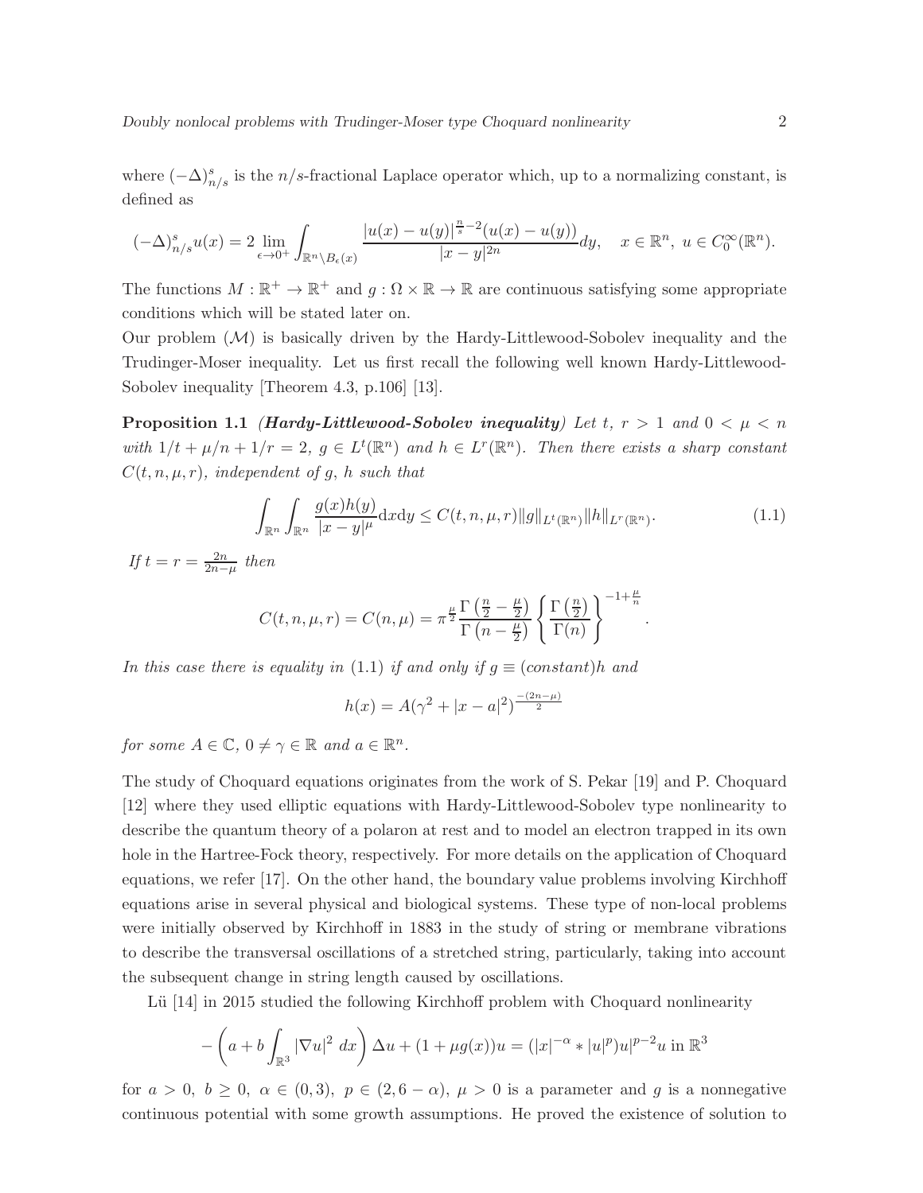where $(-\Delta)^s_{n/s}$ is the $n/s$-fractional Laplace operator which, up to a normalizing constant, is defined as

$$(-\Delta)^s_{n/s}u(x) = 2\lim_{\epsilon\to 0^+}\int_{\mathbb{R}^n\setminus B_\epsilon(x)} \frac{|u(x)-u(y)|^{\frac{n}{s}-2}(u(x)-u(y))}{|x-y|^{2n}}dy, \quad x\in\mathbb{R}^n,\ u\in C_0^\infty(\mathbb{R}^n).$$

The functions $M:\mathbb{R}^+\to\mathbb{R}^+$ and $g:\Omega\times\mathbb{R}\to\mathbb{R}$ are continuous satisfying some appropriate conditions which will be stated later on.

Our problem $(\mathcal{M})$ is basically driven by the Hardy-Littlewood-Sobolev inequality and the Trudinger-Moser inequality. Let us first recall the following well known Hardy-Littlewood-Sobolev inequality [Theorem 4.3, p.106] [13].

**Proposition 1.1** ***(Hardy-Littlewood-Sobolev inequality)*** *Let $t,\ r>1$ and $0<\mu<n$ with $1/t+\mu/n+1/r=2$, $g\in L^t(\mathbb{R}^n)$ and $h\in L^r(\mathbb{R}^n)$. Then there exists a sharp constant $C(t,n,\mu,r)$, independent of $g$, $h$ such that*

$$\int_{\mathbb{R}^n}\int_{\mathbb{R}^n}\frac{g(x)h(y)}{|x-y|^\mu}\mathrm{d}x\mathrm{d}y \le C(t,n,\mu,r)\|g\|_{L^t(\mathbb{R}^n)}\|h\|_{L^r(\mathbb{R}^n)}. \tag{1.1}$$

*If $t=r=\frac{2n}{2n-\mu}$ then*

$$C(t,n,\mu,r)=C(n,\mu)=\pi^{\frac{\mu}{2}}\frac{\Gamma\left(\frac{n}{2}-\frac{\mu}{2}\right)}{\Gamma\left(n-\frac{\mu}{2}\right)}\left\{\frac{\Gamma\left(\frac{n}{2}\right)}{\Gamma(n)}\right\}^{-1+\frac{\mu}{n}}.$$

*In this case there is equality in (1.1) if and only if $g\equiv(constant)h$ and*

$$h(x)=A(\gamma^2+|x-a|^2)^{\frac{-(2n-\mu)}{2}}$$

*for some $A\in\mathbb{C}$, $0\neq\gamma\in\mathbb{R}$ and $a\in\mathbb{R}^n$.*

The study of Choquard equations originates from the work of S. Pekar [19] and P. Choquard [12] where they used elliptic equations with Hardy-Littlewood-Sobolev type nonlinearity to describe the quantum theory of a polaron at rest and to model an electron trapped in its own hole in the Hartree-Fock theory, respectively. For more details on the application of Choquard equations, we refer [17]. On the other hand, the boundary value problems involving Kirchhoff equations arise in several physical and biological systems. These type of non-local problems were initially observed by Kirchhoff in 1883 in the study of string or membrane vibrations to describe the transversal oscillations of a stretched string, particularly, taking into account the subsequent change in string length caused by oscillations.

Lü [14] in 2015 studied the following Kirchhoff problem with Choquard nonlinearity

$$-\left(a+b\int_{\mathbb{R}^3}|\nabla u|^2\ dx\right)\Delta u+(1+\mu g(x))u=(|x|^{-\alpha}*|u|^p)|u|^{p-2}u \text{ in } \mathbb{R}^3$$

for $a>0,\ b\ge 0,\ \alpha\in(0,3),\ p\in(2,6-\alpha),\ \mu>0$ is a parameter and $g$ is a nonnegative continuous potential with some growth assumptions. He proved the existence of solution to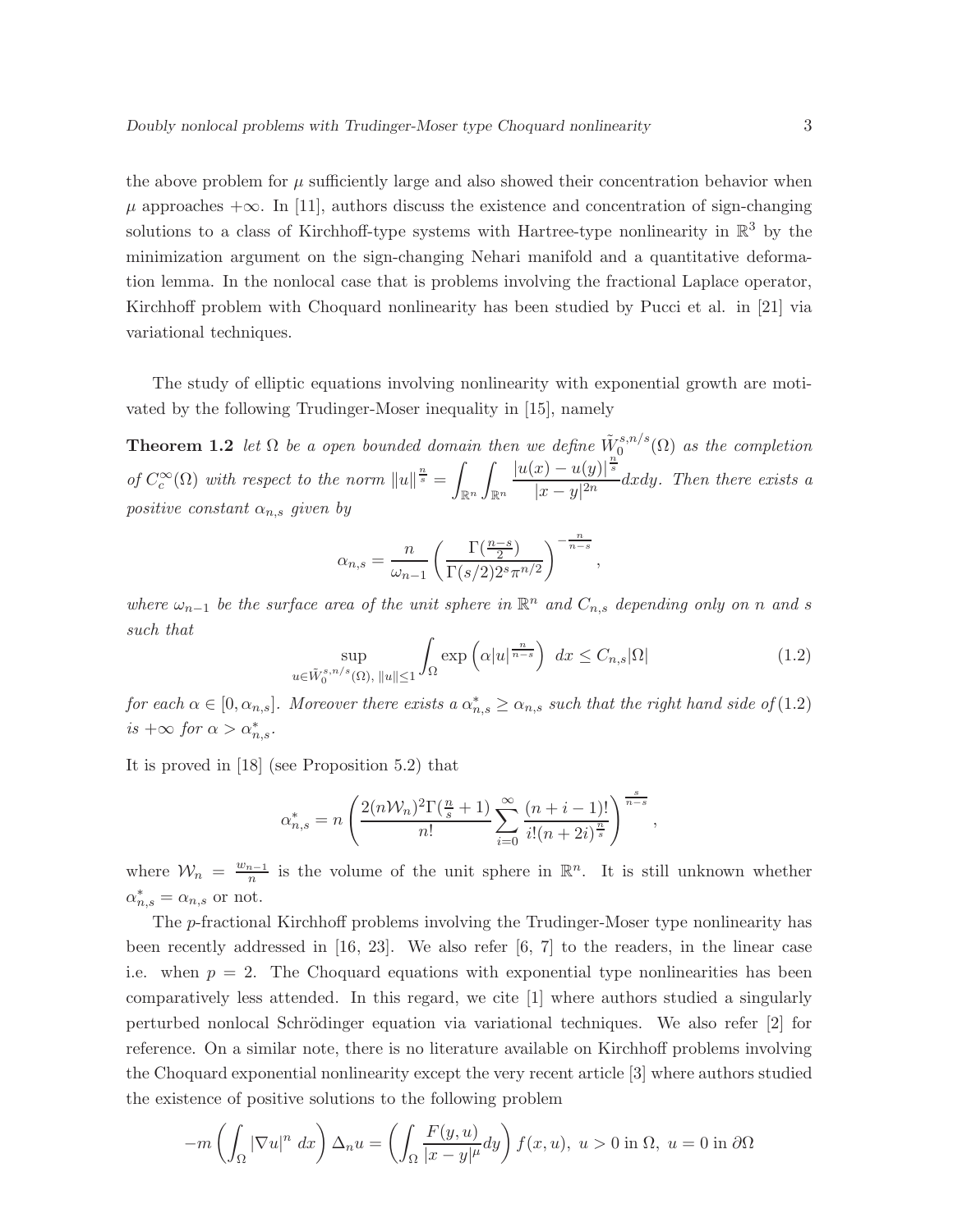the above problem for $\mu$ sufficiently large and also showed their concentration behavior when $\mu$ approaches $+\infty$. In [11], authors discuss the existence and concentration of sign-changing solutions to a class of Kirchhoff-type systems with Hartree-type nonlinearity in $\mathbb{R}^3$ by the minimization argument on the sign-changing Nehari manifold and a quantitative deformation lemma. In the nonlocal case that is problems involving the fractional Laplace operator, Kirchhoff problem with Choquard nonlinearity has been studied by Pucci et al. in [21] via variational techniques.

The study of elliptic equations involving nonlinearity with exponential growth are motivated by the following Trudinger-Moser inequality in [15], namely

**Theorem 1.2** *let $\Omega$ be a open bounded domain then we define $\tilde{W}_0^{s,n/s}(\Omega)$ as the completion of $C_c^\infty(\Omega)$ with respect to the norm $\|u\|^{\frac{n}{s}} = \displaystyle\int_{\mathbb{R}^n}\int_{\mathbb{R}^n} \frac{|u(x)-u(y)|^{\frac{n}{s}}}{|x-y|^{2n}}dxdy$. Then there exists a positive constant $\alpha_{n,s}$ given by*

$$\alpha_{n,s} = \frac{n}{\omega_{n-1}} \left( \frac{\Gamma(\frac{n-s}{2})}{\Gamma(s/2)2^s\pi^{n/2}} \right)^{-\frac{n}{n-s}},$$

*where $\omega_{n-1}$ be the surface area of the unit sphere in $\mathbb{R}^n$ and $C_{n,s}$ depending only on $n$ and $s$ such that*

$$\sup_{u \in \tilde{W}_0^{s,n/s}(\Omega),\ \|u\| \leq 1} \int_\Omega \exp\left(\alpha |u|^{\frac{n}{n-s}}\right)\ dx \leq C_{n,s}|\Omega| \tag{1.2}$$

*for each $\alpha \in [0, \alpha_{n,s}]$. Moreover there exists a $\alpha_{n,s}^* \geq \alpha_{n,s}$ such that the right hand side of (1.2) is $+\infty$ for $\alpha > \alpha_{n,s}^*$.*

It is proved in [18] (see Proposition 5.2) that

$$\alpha_{n,s}^* = n \left( \frac{2(n\mathcal{W}_n)^2 \Gamma(\frac{n}{s}+1)}{n!} \sum_{i=0}^{\infty} \frac{(n+i-1)!}{i!(n+2i)^{\frac{n}{s}}} \right)^{\frac{s}{n-s}},$$

where $\mathcal{W}_n = \frac{w_{n-1}}{n}$ is the volume of the unit sphere in $\mathbb{R}^n$. It is still unknown whether $\alpha_{n,s}^* = \alpha_{n,s}$ or not.

The $p$-fractional Kirchhoff problems involving the Trudinger-Moser type nonlinearity has been recently addressed in [16, 23]. We also refer [6, 7] to the readers, in the linear case i.e. when $p = 2$. The Choquard equations with exponential type nonlinearities has been comparatively less attended. In this regard, we cite [1] where authors studied a singularly perturbed nonlocal Schrödinger equation via variational techniques. We also refer [2] for reference. On a similar note, there is no literature available on Kirchhoff problems involving the Choquard exponential nonlinearity except the very recent article [3] where authors studied the existence of positive solutions to the following problem

$$-m\left(\int_\Omega |\nabla u|^n\ dx\right)\Delta_n u = \left(\int_\Omega \frac{F(y,u)}{|x-y|^\mu}dy\right) f(x,u),\ u > 0 \text{ in } \Omega,\ u = 0 \text{ in } \partial\Omega$$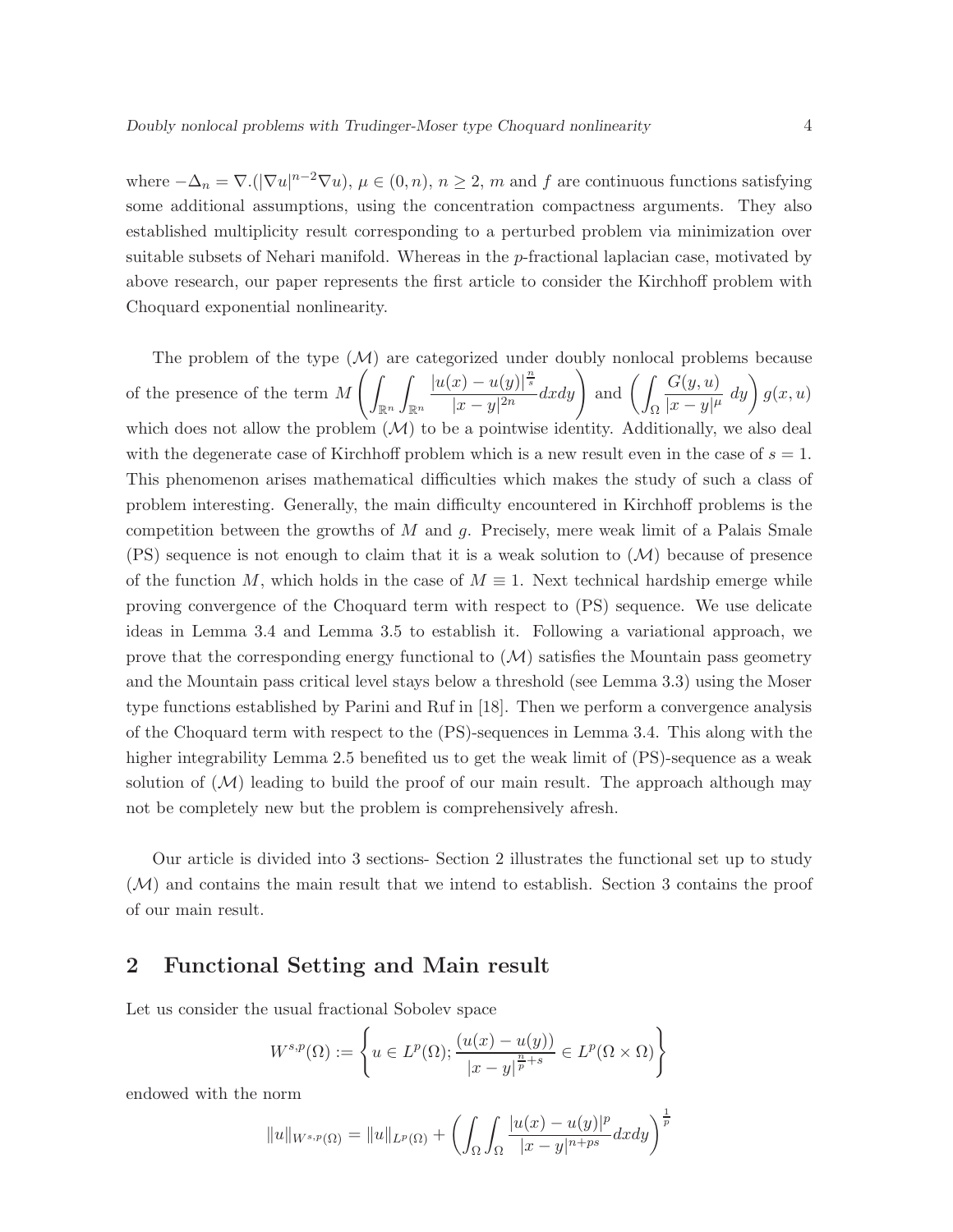where $-\Delta_n = \nabla.(|\nabla u|^{n-2}\nabla u)$, $\mu \in (0,n)$, $n \geq 2$, $m$ and $f$ are continuous functions satisfying some additional assumptions, using the concentration compactness arguments. They also established multiplicity result corresponding to a perturbed problem via minimization over suitable subsets of Nehari manifold. Whereas in the $p$-fractional laplacian case, motivated by above research, our paper represents the first article to consider the Kirchhoff problem with Choquard exponential nonlinearity.

The problem of the type $(\mathcal{M})$ are categorized under doubly nonlocal problems because of the presence of the term $M\left(\int_{\mathbb{R}^n}\int_{\mathbb{R}^n} \frac{|u(x)-u(y)|^{\frac{n}{s}}}{|x-y|^{2n}}dxdy\right)$ and $\left(\int_\Omega \frac{G(y,u)}{|x-y|^\mu}\ dy\right) g(x,u)$ which does not allow the problem $(\mathcal{M})$ to be a pointwise identity. Additionally, we also deal with the degenerate case of Kirchhoff problem which is a new result even in the case of $s=1$. This phenomenon arises mathematical difficulties which makes the study of such a class of problem interesting. Generally, the main difficulty encountered in Kirchhoff problems is the competition between the growths of $M$ and $g$. Precisely, mere weak limit of a Palais Smale (PS) sequence is not enough to claim that it is a weak solution to $(\mathcal{M})$ because of presence of the function $M$, which holds in the case of $M \equiv 1$. Next technical hardship emerge while proving convergence of the Choquard term with respect to (PS) sequence. We use delicate ideas in Lemma 3.4 and Lemma 3.5 to establish it. Following a variational approach, we prove that the corresponding energy functional to $(\mathcal{M})$ satisfies the Mountain pass geometry and the Mountain pass critical level stays below a threshold (see Lemma 3.3) using the Moser type functions established by Parini and Ruf in [18]. Then we perform a convergence analysis of the Choquard term with respect to the (PS)-sequences in Lemma 3.4. This along with the higher integrability Lemma 2.5 benefited us to get the weak limit of (PS)-sequence as a weak solution of $(\mathcal{M})$ leading to build the proof of our main result. The approach although may not be completely new but the problem is comprehensively afresh.

Our article is divided into 3 sections- Section 2 illustrates the functional set up to study $(\mathcal{M})$ and contains the main result that we intend to establish. Section 3 contains the proof of our main result.

## 2 Functional Setting and Main result

Let us consider the usual fractional Sobolev space

$$W^{s,p}(\Omega) := \left\{ u \in L^p(\Omega); \frac{(u(x)-u(y))}{|x-y|^{\frac{n}{p}+s}} \in L^p(\Omega\times\Omega)\right\}$$

endowed with the norm

$$\|u\|_{W^{s,p}(\Omega)} = \|u\|_{L^p(\Omega)} + \left(\int_\Omega\int_\Omega \frac{|u(x)-u(y)|^p}{|x-y|^{n+ps}}dxdy\right)^{\frac{1}{p}}$$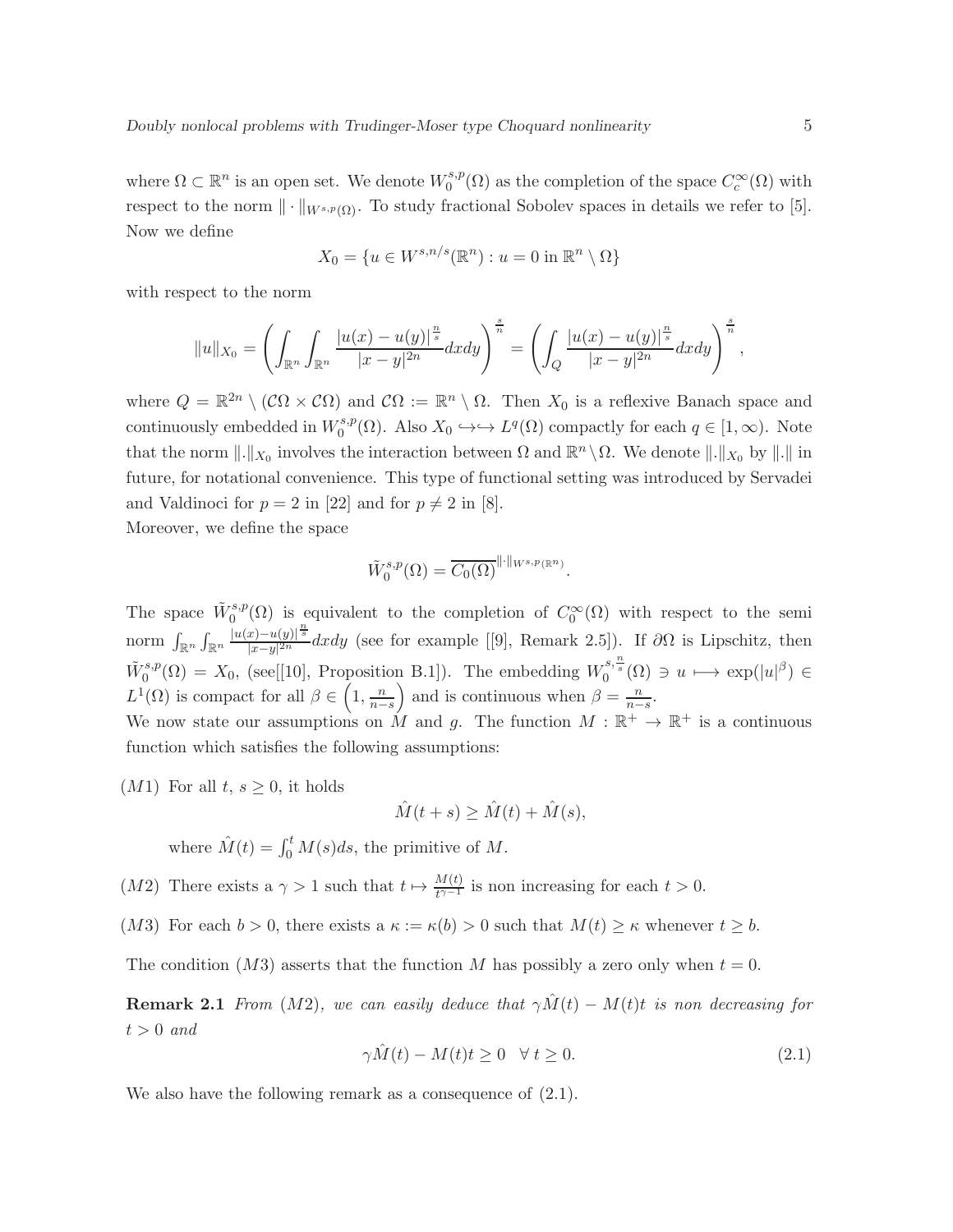where $\Omega \subset \mathbb{R}^n$ is an open set. We denote $W_0^{s,p}(\Omega)$ as the completion of the space $C_c^\infty(\Omega)$ with respect to the norm $\|\cdot\|_{W^{s,p}(\Omega)}$. To study fractional Sobolev spaces in details we refer to [5]. Now we define

$$X_0 = \{u \in W^{s,n/s}(\mathbb{R}^n) : u = 0 \text{ in } \mathbb{R}^n \setminus \Omega\}$$

with respect to the norm

$$\|u\|_{X_0} = \left( \int_{\mathbb{R}^n} \int_{\mathbb{R}^n} \frac{|u(x) - u(y)|^{\frac{n}{s}}}{|x-y|^{2n}} dxdy \right)^{\frac{s}{n}} = \left( \int_Q \frac{|u(x) - u(y)|^{\frac{n}{s}}}{|x-y|^{2n}} dxdy \right)^{\frac{s}{n}},$$

where $Q = \mathbb{R}^{2n} \setminus (\mathcal{C}\Omega \times \mathcal{C}\Omega)$ and $\mathcal{C}\Omega := \mathbb{R}^n \setminus \Omega$. Then $X_0$ is a reflexive Banach space and continuously embedded in $W_0^{s,p}(\Omega)$. Also $X_0 \hookrightarrow\hookrightarrow L^q(\Omega)$ compactly for each $q \in [1, \infty)$. Note that the norm $\|.\|_{X_0}$ involves the interaction between $\Omega$ and $\mathbb{R}^n \setminus \Omega$. We denote $\|.\|_{X_0}$ by $\|.\|$ in future, for notational convenience. This type of functional setting was introduced by Servadei and Valdinoci for $p = 2$ in [22] and for $p \neq 2$ in [8].
Moreover, we define the space

$$\tilde{W}_0^{s,p}(\Omega) = \overline{C_0(\Omega)}^{\|\cdot\|_{W^{s,p}(\mathbb{R}^n)}}.$$

The space $\tilde{W}_0^{s,p}(\Omega)$ is equivalent to the completion of $C_0^\infty(\Omega)$ with respect to the semi norm $\int_{\mathbb{R}^n} \int_{\mathbb{R}^n} \frac{|u(x)-u(y)|^{\frac{n}{s}}}{|x-y|^{2n}} dxdy$ (see for example [[9], Remark 2.5]). If $\partial\Omega$ is Lipschitz, then $\tilde{W}_0^{s,p}(\Omega) = X_0$, (see[[10], Proposition B.1]). The embedding $W_0^{s,\frac{n}{s}}(\Omega) \ni u \longmapsto \exp(|u|^\beta) \in L^1(\Omega)$ is compact for all $\beta \in \left(1, \frac{n}{n-s}\right)$ and is continuous when $\beta = \frac{n}{n-s}$.
We now state our assumptions on $M$ and $g$. The function $M : \mathbb{R}^+ \to \mathbb{R}^+$ is a continuous function which satisfies the following assumptions:

$(M1)$ For all $t$, $s \geq 0$, it holds

$$\hat{M}(t+s) \geq \hat{M}(t) + \hat{M}(s),$$

where $\hat{M}(t) = \int_0^t M(s)ds$, the primitive of $M$.

$(M2)$ There exists a $\gamma > 1$ such that $t \mapsto \frac{M(t)}{t^{\gamma-1}}$ is non increasing for each $t > 0$.

$(M3)$ For each $b > 0$, there exists a $\kappa := \kappa(b) > 0$ such that $M(t) \geq \kappa$ whenever $t \geq b$.

The condition $(M3)$ asserts that the function $M$ has possibly a zero only when $t = 0$.

**Remark 2.1** *From $(M2)$, we can easily deduce that $\gamma\hat{M}(t) - M(t)t$ is non decreasing for $t > 0$ and*

$$\gamma\hat{M}(t) - M(t)t \geq 0 \quad \forall\, t \geq 0. \tag{2.1}$$

We also have the following remark as a consequence of (2.1).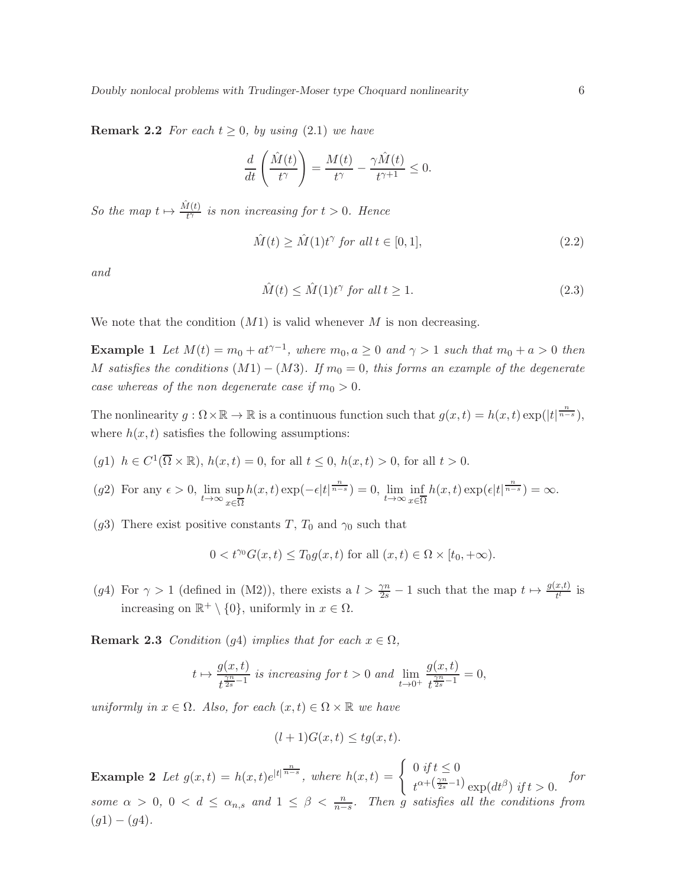**Remark 2.2** *For each $t \geq 0$, by using (2.1) we have*

$$\frac{d}{dt}\left(\frac{\hat{M}(t)}{t^{\gamma}}\right) = \frac{M(t)}{t^{\gamma}} - \frac{\gamma \hat{M}(t)}{t^{\gamma+1}} \leq 0.$$

*So the map $t \mapsto \frac{\hat{M}(t)}{t^{\gamma}}$ is non increasing for $t > 0$. Hence*

$$\hat{M}(t) \geq \hat{M}(1)t^{\gamma} \text{ for all } t \in [0,1], \tag{2.2}$$

*and*

$$\hat{M}(t) \leq \hat{M}(1)t^{\gamma} \text{ for all } t \geq 1. \tag{2.3}$$

We note that the condition $(M1)$ is valid whenever $M$ is non decreasing.

**Example 1** *Let $M(t) = m_0 + at^{\gamma-1}$, where $m_0, a \geq 0$ and $\gamma > 1$ such that $m_0 + a > 0$ then $M$ satisfies the conditions $(M1) - (M3)$. If $m_0 = 0$, this forms an example of the degenerate case whereas of the non degenerate case if $m_0 > 0$.*

The nonlinearity $g : \Omega \times \mathbb{R} \to \mathbb{R}$ is a continuous function such that $g(x,t) = h(x,t)\exp(|t|^{\frac{n}{n-s}})$, where $h(x,t)$ satisfies the following assumptions:

$(g1)$ $h \in C^1(\overline{\Omega} \times \mathbb{R})$, $h(x,t) = 0$, for all $t \leq 0$, $h(x,t) > 0$, for all $t > 0$.

$(g2)$ For any $\epsilon > 0$, $\lim\limits_{t\to\infty} \sup\limits_{x \in \overline{\Omega}} h(x,t)\exp(-\epsilon|t|^{\frac{n}{n-s}}) = 0$, $\lim\limits_{t\to\infty} \inf\limits_{x\in\overline{\Omega}} h(x,t)\exp(\epsilon|t|^{\frac{n}{n-s}}) = \infty$.

$(g3)$ There exist positive constants $T$, $T_0$ and $\gamma_0$ such that

$$0 < t^{\gamma_0} G(x,t) \leq T_0 g(x,t) \text{ for all } (x,t) \in \Omega \times [t_0, +\infty).$$

$(g4)$ For $\gamma > 1$ (defined in (M2)), there exists a $l > \frac{\gamma n}{2s} - 1$ such that the map $t \mapsto \frac{g(x,t)}{t^l}$ is increasing on $\mathbb{R}^+ \setminus \{0\}$, uniformly in $x \in \Omega$.

**Remark 2.3** *Condition $(g4)$ implies that for each $x \in \Omega$,*

$$t \mapsto \frac{g(x,t)}{t^{\frac{\gamma n}{2s}-1}} \text{ is increasing for } t > 0 \text{ and } \lim_{t\to 0^+} \frac{g(x,t)}{t^{\frac{\gamma n}{2s}-1}} = 0,$$

*uniformly in $x \in \Omega$. Also, for each $(x,t) \in \Omega \times \mathbb{R}$ we have*

$$(l+1)G(x,t) \leq tg(x,t).$$

**Example 2** *Let $g(x,t) = h(x,t)e^{|t|^{\frac{n}{n-s}}}$, where $h(x,t) = \begin{cases} 0 \text{ if } t \leq 0 \\ t^{\alpha + (\frac{\gamma n}{2s}-1)}\exp(dt^{\beta}) \text{ if } t > 0. \end{cases}$ for some $\alpha > 0$, $0 < d \leq \alpha_{n,s}$ and $1 \leq \beta < \frac{n}{n-s}$. Then $g$ satisfies all the conditions from $(g1) - (g4)$.*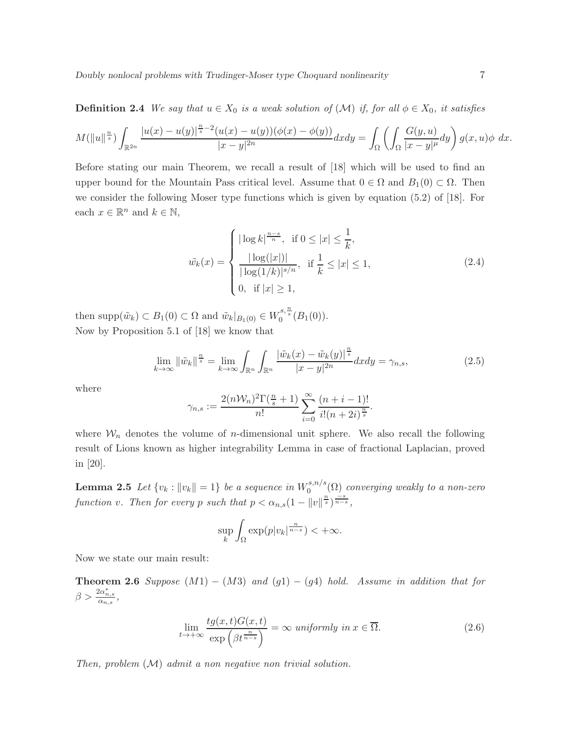**Definition 2.4** *We say that $u \in X_0$ is a weak solution of $(\mathcal{M})$ if, for all $\phi \in X_0$, it satisfies*

$$M(\|u\|^{\frac{n}{s}}) \int_{\mathbb{R}^{2n}} \frac{|u(x)-u(y)|^{\frac{n}{s}-2}(u(x)-u(y))(\phi(x)-\phi(y))}{|x-y|^{2n}} dxdy = \int_\Omega \left( \int_\Omega \frac{G(y,u)}{|x-y|^\mu} dy \right) g(x,u)\phi \ dx.$$

Before stating our main Theorem, we recall a result of [18] which will be used to find an upper bound for the Mountain Pass critical level. Assume that $0 \in \Omega$ and $B_1(0) \subset \Omega$. Then we consider the following Moser type functions which is given by equation (5.2) of [18]. For each $x \in \mathbb{R}^n$ and $k \in \mathbb{N}$,

$$\tilde{w_k}(x) = \begin{cases} |\log k|^{\frac{n-s}{n}}, & \text{if } 0 \le |x| \le \dfrac{1}{k}, \\ \dfrac{|\log(|x|)|}{|\log(1/k)|^{s/n}}, & \text{if } \dfrac{1}{k} \le |x| \le 1, \\ 0, & \text{if } |x| \ge 1, \end{cases} \tag{2.4}$$

then $\text{supp}(\tilde{w}_k) \subset B_1(0) \subset \Omega$ and $\tilde{w}_k|_{B_1(0)} \in W_0^{s,\frac{n}{s}}(B_1(0))$.
Now by Proposition 5.1 of [18] we know that

$$\lim_{k\to\infty} \|\tilde{w}_k\|^{\frac{n}{s}} = \lim_{k\to\infty} \int_{\mathbb{R}^n}\int_{\mathbb{R}^n} \frac{|\tilde{w_k}(x)-\tilde{w}_k(y)|^{\frac{n}{s}}}{|x-y|^{2n}} dxdy = \gamma_{n,s}, \tag{2.5}$$

where

$$\gamma_{n,s} := \frac{2(n\mathcal{W}_n)^2\Gamma(\frac{n}{s}+1)}{n!} \sum_{i=0}^{\infty} \frac{(n+i-1)!}{i!(n+2i)^{\frac{n}{s}}}.$$

where $\mathcal{W}_n$ denotes the volume of $n$-dimensional unit sphere. We also recall the following result of Lions known as higher integrability Lemma in case of fractional Laplacian, proved in [20].

**Lemma 2.5** *Let $\{v_k : \|v_k\| = 1\}$ be a sequence in $W_0^{s,n/s}(\Omega)$ converging weakly to a non-zero function $v$. Then for every $p$ such that $p < \alpha_{n,s}(1-\|v\|^{\frac{n}{s}})^{\frac{-s}{n-s}}$,*

$$\sup_k \int_\Omega \exp(p|v_k|^{\frac{n}{n-s}}) < +\infty.$$

Now we state our main result:

**Theorem 2.6** *Suppose $(M1)-(M3)$ and $(g1)-(g4)$ hold. Assume in addition that for $\beta > \frac{2\alpha^*_{n,s}}{\alpha_{n,s}}$,*

$$\lim_{t\to+\infty} \frac{tg(x,t)G(x,t)}{\exp\left(\beta t^{\frac{n}{n-s}}\right)} = \infty \text{ uniformly in } x \in \overline{\Omega}. \tag{2.6}$$

*Then, problem $(\mathcal{M})$ admit a non negative non trivial solution.*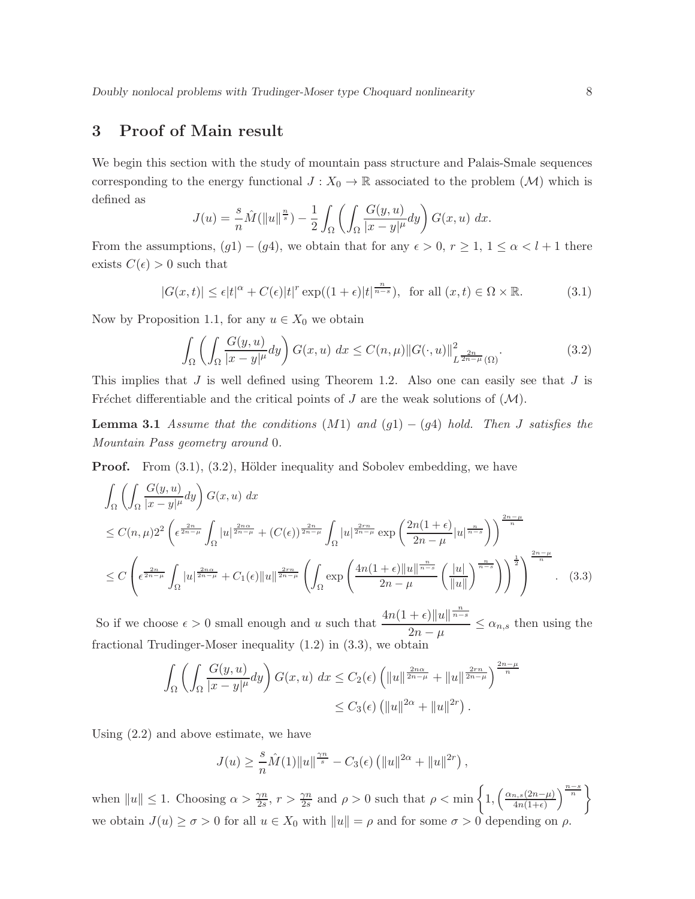## 3 Proof of Main result

We begin this section with the study of mountain pass structure and Palais-Smale sequences corresponding to the energy functional $J : X_0 \to \mathbb{R}$ associated to the problem $(\mathcal{M})$ which is defined as

$$J(u) = \frac{s}{n}\hat{M}(\|u\|^{\frac{n}{s}}) - \frac{1}{2}\int_\Omega \left(\int_\Omega \frac{G(y,u)}{|x-y|^\mu}dy\right) G(x,u)\ dx.$$

From the assumptions, $(g1)-(g4)$, we obtain that for any $\epsilon > 0$, $r \geq 1$, $1 \leq \alpha < l+1$ there exists $C(\epsilon) > 0$ such that

$$|G(x,t)| \leq \epsilon|t|^\alpha + C(\epsilon)|t|^r \exp((1+\epsilon)|t|^{\frac{n}{n-s}}),\ \text{ for all } (x,t) \in \Omega\times\mathbb{R}. \tag{3.1}$$

Now by Proposition 1.1, for any $u \in X_0$ we obtain

$$\int_\Omega \left(\int_\Omega \frac{G(y,u)}{|x-y|^\mu}dy\right) G(x,u)\ dx \leq C(n,\mu)\|G(\cdot,u)\|^2_{L^{\frac{2n}{2n-\mu}}(\Omega)}. \tag{3.2}$$

This implies that $J$ is well defined using Theorem 1.2. Also one can easily see that $J$ is Fréchet differentiable and the critical points of $J$ are the weak solutions of $(\mathcal{M})$.

**Lemma 3.1** *Assume that the conditions $(M1)$ and $(g1)-(g4)$ hold. Then $J$ satisfies the Mountain Pass geometry around* 0*.*

**Proof.** From (3.1), (3.2), Hölder inequality and Sobolev embedding, we have

$$\begin{aligned}
&\int_\Omega \left(\int_\Omega \frac{G(y,u)}{|x-y|^\mu}dy\right) G(x,u)\ dx \\
&\leq C(n,\mu)2^2\left(\epsilon^{\frac{2n}{2n-\mu}}\int_\Omega |u|^{\frac{2n\alpha}{2n-\mu}} + (C(\epsilon))^{\frac{2n}{2n-\mu}}\int_\Omega |u|^{\frac{2rn}{2n-\mu}}\exp\left(\frac{2n(1+\epsilon)}{2n-\mu}|u|^{\frac{n}{n-s}}\right)\right)^{\frac{2n-\mu}{n}} \\
&\leq C\left(\epsilon^{\frac{2n}{2n-\mu}}\int_\Omega |u|^{\frac{2n\alpha}{2n-\mu}} + C_1(\epsilon)\|u\|^{\frac{2rn}{2n-\mu}}\left(\int_\Omega \exp\left(\frac{4n(1+\epsilon)\|u\|^{\frac{n}{n-s}}}{2n-\mu}\left(\frac{|u|}{\|u\|}\right)^{\frac{n}{n-s}}\right)\right)^{\frac{1}{2}}\right)^{\frac{2n-\mu}{n}}. \quad (3.3)
\end{aligned}$$

So if we choose $\epsilon > 0$ small enough and $u$ such that $\dfrac{4n(1+\epsilon)\|u\|^{\frac{n}{n-s}}}{2n-\mu} \leq \alpha_{n,s}$ then using the fractional Trudinger-Moser inequality (1.2) in (3.3), we obtain

$$\begin{aligned}
\int_\Omega \left(\int_\Omega \frac{G(y,u)}{|x-y|^\mu}dy\right) G(x,u)\ dx &\leq C_2(\epsilon)\left(\|u\|^{\frac{2n\alpha}{2n-\mu}} + \|u\|^{\frac{2rn}{2n-\mu}}\right)^{\frac{2n-\mu}{n}} \\
&\leq C_3(\epsilon)\left(\|u\|^{2\alpha} + \|u\|^{2r}\right).
\end{aligned}$$

Using (2.2) and above estimate, we have

$$J(u) \geq \frac{s}{n}\hat{M}(1)\|u\|^{\frac{\gamma n}{s}} - C_3(\epsilon)\left(\|u\|^{2\alpha} + \|u\|^{2r}\right),$$

when $\|u\| \leq 1$. Choosing $\alpha > \frac{\gamma n}{2s}$, $r > \frac{\gamma n}{2s}$ and $\rho > 0$ such that $\rho < \min\left\{1, \left(\frac{\alpha_{n,s}(2n-\mu)}{4n(1+\epsilon)}\right)^{\frac{n-s}{n}}\right\}$ we obtain $J(u) \geq \sigma > 0$ for all $u \in X_0$ with $\|u\| = \rho$ and for some $\sigma > 0$ depending on $\rho$.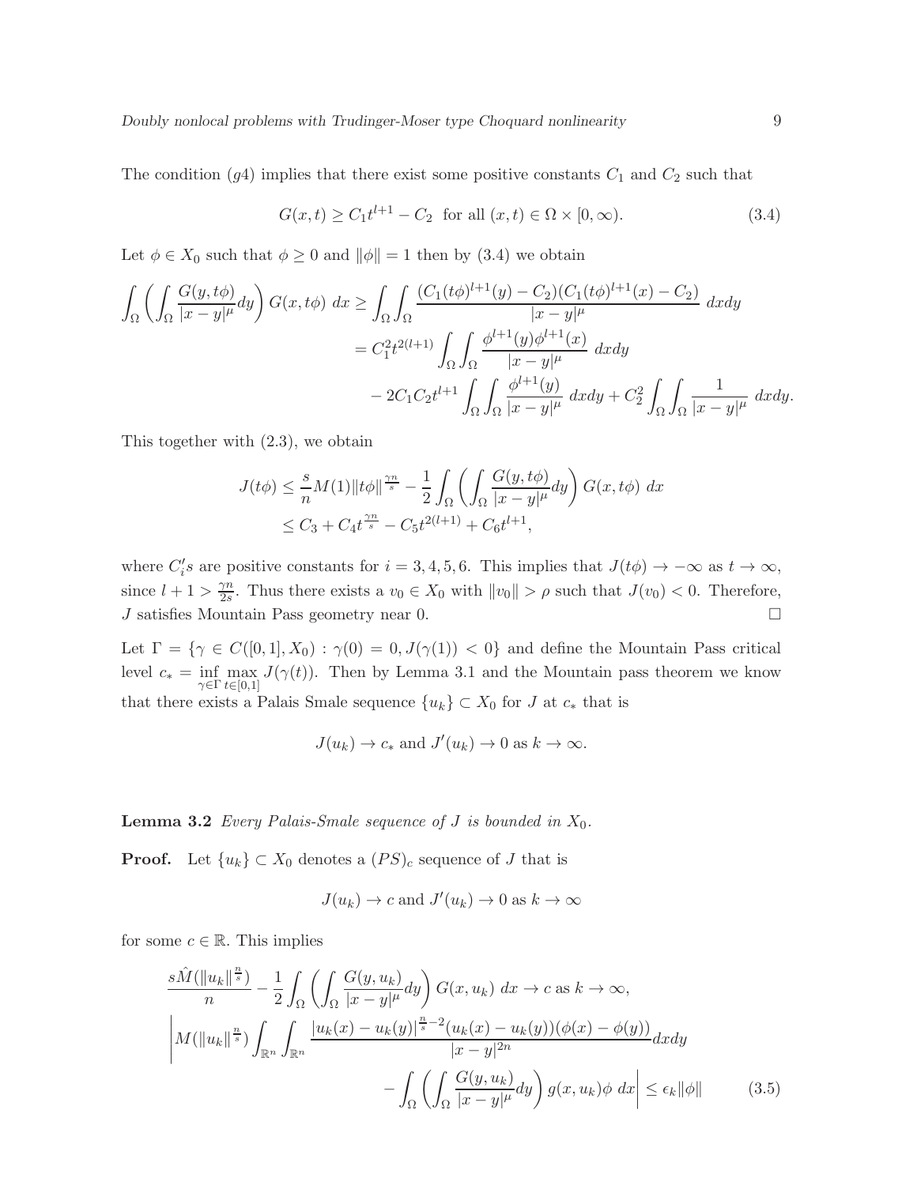The condition $(g4)$ implies that there exist some positive constants $C_1$ and $C_2$ such that

$$G(x,t) \geq C_1 t^{l+1} - C_2 \ \text{ for all } (x,t) \in \Omega \times [0,\infty). \tag{3.4}$$

Let $\phi \in X_0$ such that $\phi \geq 0$ and $\|\phi\| = 1$ then by (3.4) we obtain

$$\begin{aligned}
\int_\Omega \left( \int_\Omega \frac{G(y,t\phi)}{|x-y|^\mu} dy \right) G(x,t\phi)\ dx &\geq \int_\Omega \int_\Omega \frac{(C_1(t\phi)^{l+1}(y) - C_2)(C_1(t\phi)^{l+1}(x) - C_2)}{|x-y|^\mu}\ dxdy \\
&= C_1^2 t^{2(l+1)} \int_\Omega \int_\Omega \frac{\phi^{l+1}(y)\phi^{l+1}(x)}{|x-y|^\mu}\ dxdy \\
&\quad - 2C_1C_2 t^{l+1} \int_\Omega \int_\Omega \frac{\phi^{l+1}(y)}{|x-y|^\mu}\ dxdy + C_2^2 \int_\Omega \int_\Omega \frac{1}{|x-y|^\mu}\ dxdy.
\end{aligned}$$

This together with (2.3), we obtain

$$\begin{aligned}
J(t\phi) &\leq \frac{s}{n} M(1) \|t\phi\|^{\frac{\gamma n}{s}} - \frac{1}{2} \int_\Omega \left( \int_\Omega \frac{G(y,t\phi)}{|x-y|^\mu} dy \right) G(x,t\phi)\ dx \\
&\leq C_3 + C_4 t^{\frac{\gamma n}{s}} - C_5 t^{2(l+1)} + C_6 t^{l+1},
\end{aligned}$$

where $C_i^\prime s$ are positive constants for $i = 3,4,5,6$. This implies that $J(t\phi) \to -\infty$ as $t \to \infty$, since $l+1 > \frac{\gamma n}{2s}$. Thus there exists a $v_0 \in X_0$ with $\|v_0\| > \rho$ such that $J(v_0) < 0$. Therefore, $J$ satisfies Mountain Pass geometry near 0. $\square$

Let $\Gamma = \{\gamma \in C([0,1], X_0) : \gamma(0) = 0, J(\gamma(1)) < 0\}$ and define the Mountain Pass critical level $c_* = \inf\limits_{\gamma \in \Gamma} \max\limits_{t \in [0,1]} J(\gamma(t))$. Then by Lemma 3.1 and the Mountain pass theorem we know that there exists a Palais Smale sequence $\{u_k\} \subset X_0$ for $J$ at $c_*$ that is

$$J(u_k) \to c_* \text{ and } J^\prime(u_k) \to 0 \text{ as } k \to \infty.$$

**Lemma 3.2** *Every Palais-Smale sequence of $J$ is bounded in $X_0$.*

**Proof.** Let $\{u_k\} \subset X_0$ denotes a $(PS)_c$ sequence of $J$ that is

$$J(u_k) \to c \text{ and } J^\prime(u_k) \to 0 \text{ as } k \to \infty$$

for some $c \in \mathbb{R}$. This implies

$$\begin{aligned}
&\frac{s\hat{M}(\|u_k\|^{\frac{n}{s}})}{n} - \frac{1}{2} \int_\Omega \left( \int_\Omega \frac{G(y,u_k)}{|x-y|^\mu} dy \right) G(x,u_k)\ dx \to c \text{ as } k \to \infty, \\
&\Bigg| M(\|u_k\|^{\frac{n}{s}}) \int_{\mathbb{R}^n} \int_{\mathbb{R}^n} \frac{|u_k(x) - u_k(y)|^{\frac{n}{s}-2}(u_k(x) - u_k(y))(\phi(x) - \phi(y))}{|x-y|^{2n}} dxdy \\
&\qquad\qquad - \int_\Omega \left( \int_\Omega \frac{G(y,u_k)}{|x-y|^\mu} dy \right) g(x,u_k)\phi\ dx \Bigg| \leq \epsilon_k \|\phi\| \qquad (3.5)
\end{aligned}$$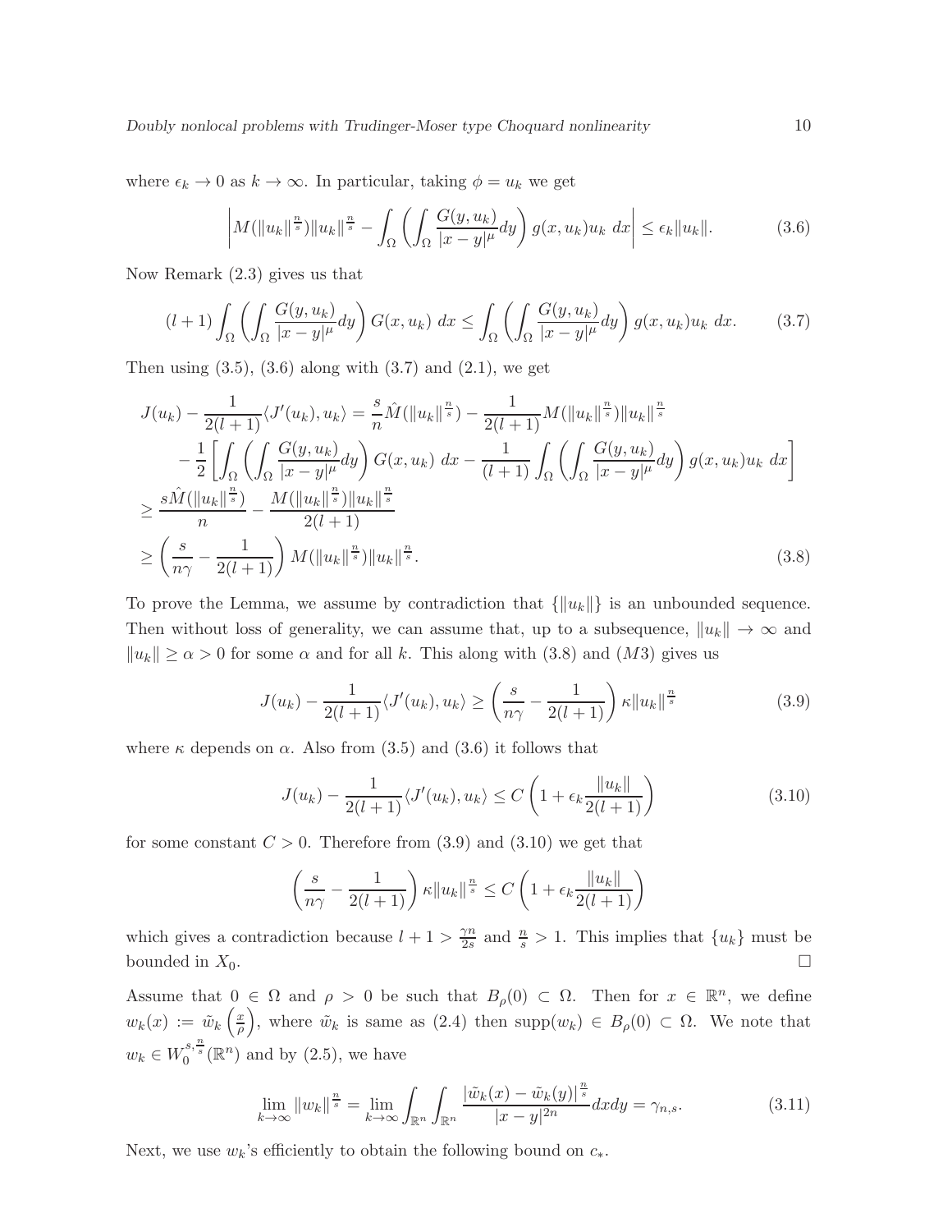where $\epsilon_k \to 0$ as $k \to \infty$. In particular, taking $\phi = u_k$ we get

$$\left| M(\|u_k\|^{\frac{n}{s}})\|u_k\|^{\frac{n}{s}} - \int_\Omega \left( \int_\Omega \frac{G(y,u_k)}{|x-y|^\mu} dy \right) g(x,u_k)u_k \ dx \right| \leq \epsilon_k \|u_k\|. \tag{3.6}$$

Now Remark (2.3) gives us that

$$(l+1) \int_\Omega \left( \int_\Omega \frac{G(y,u_k)}{|x-y|^\mu} dy \right) G(x,u_k) \ dx \leq \int_\Omega \left( \int_\Omega \frac{G(y,u_k)}{|x-y|^\mu} dy \right) g(x,u_k)u_k \ dx. \tag{3.7}$$

Then using (3.5), (3.6) along with (3.7) and (2.1), we get

$$\begin{aligned}
J(u_k) - \frac{1}{2(l+1)}\langle J'(u_k), u_k\rangle &= \frac{s}{n}\hat{M}(\|u_k\|^{\frac{n}{s}}) - \frac{1}{2(l+1)} M(\|u_k\|^{\frac{n}{s}})\|u_k\|^{\frac{n}{s}} \\
&\quad - \frac{1}{2}\left[ \int_\Omega \left( \int_\Omega \frac{G(y,u_k)}{|x-y|^\mu} dy \right) G(x,u_k) \ dx - \frac{1}{(l+1)} \int_\Omega \left( \int_\Omega \frac{G(y,u_k)}{|x-y|^\mu} dy \right) g(x,u_k)u_k \ dx \right] \\
&\geq \frac{s\hat{M}(\|u_k\|^{\frac{n}{s}})}{n} - \frac{M(\|u_k\|^{\frac{n}{s}})\|u_k\|^{\frac{n}{s}}}{2(l+1)} \\
&\geq \left( \frac{s}{n\gamma} - \frac{1}{2(l+1)} \right) M(\|u_k\|^{\frac{n}{s}})\|u_k\|^{\frac{n}{s}}.
\end{aligned} \tag{3.8}$$

To prove the Lemma, we assume by contradiction that $\{\|u_k\|\}$ is an unbounded sequence. Then without loss of generality, we can assume that, up to a subsequence, $\|u_k\| \to \infty$ and $\|u_k\| \geq \alpha > 0$ for some $\alpha$ and for all $k$. This along with (3.8) and $(M3)$ gives us

$$J(u_k) - \frac{1}{2(l+1)}\langle J'(u_k), u_k\rangle \geq \left( \frac{s}{n\gamma} - \frac{1}{2(l+1)} \right) \kappa \|u_k\|^{\frac{n}{s}} \tag{3.9}$$

where $\kappa$ depends on $\alpha$. Also from (3.5) and (3.6) it follows that

$$J(u_k) - \frac{1}{2(l+1)}\langle J'(u_k), u_k\rangle \leq C\left( 1 + \epsilon_k \frac{\|u_k\|}{2(l+1)} \right) \tag{3.10}$$

for some constant $C > 0$. Therefore from (3.9) and (3.10) we get that

$$\left( \frac{s}{n\gamma} - \frac{1}{2(l+1)} \right) \kappa \|u_k\|^{\frac{n}{s}} \leq C\left( 1 + \epsilon_k \frac{\|u_k\|}{2(l+1)} \right)$$

which gives a contradiction because $l+1 > \frac{\gamma n}{2s}$ and $\frac{n}{s} > 1$. This implies that $\{u_k\}$ must be bounded in $X_0$. $\square$

Assume that $0 \in \Omega$ and $\rho > 0$ be such that $B_\rho(0) \subset \Omega$. Then for $x \in \mathbb{R}^n$, we define $w_k(x) := \tilde{w}_k\left(\frac{x}{\rho}\right)$, where $\tilde{w}_k$ is same as (2.4) then $\text{supp}(w_k) \in B_\rho(0) \subset \Omega$. We note that $w_k \in W_0^{s,\frac{n}{s}}(\mathbb{R}^n)$ and by (2.5), we have

$$\lim_{k\to\infty} \|w_k\|^{\frac{n}{s}} = \lim_{k\to\infty} \int_{\mathbb{R}^n}\int_{\mathbb{R}^n} \frac{|\tilde{w}_k(x) - \tilde{w}_k(y)|^{\frac{n}{s}}}{|x-y|^{2n}} dxdy = \gamma_{n,s}. \tag{3.11}$$

Next, we use $w_k$'s efficiently to obtain the following bound on $c_*$.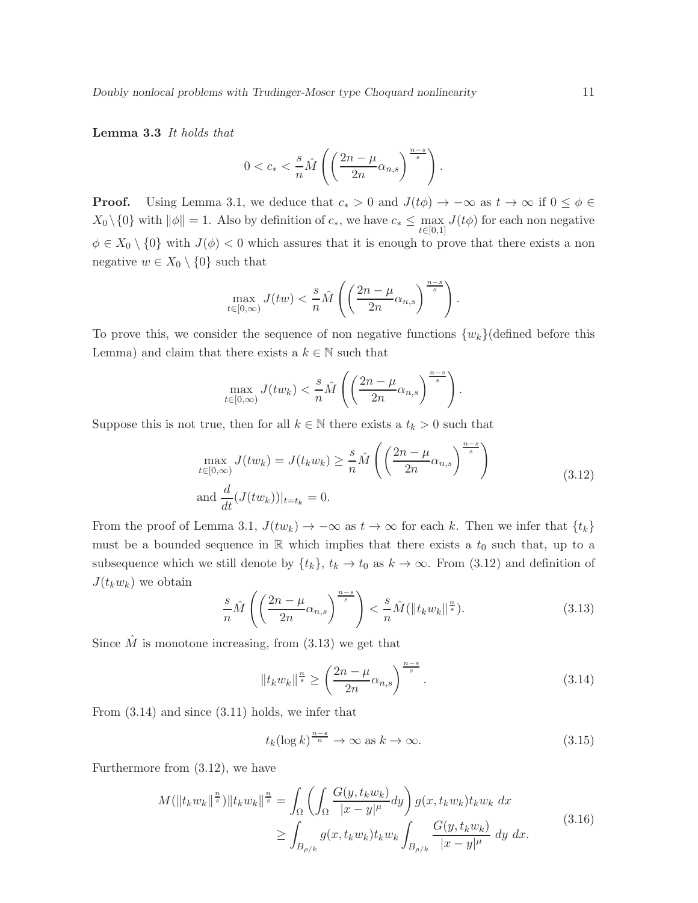**Lemma 3.3** *It holds that*

$$0 < c_* < \frac{s}{n}\hat{M}\left(\left(\frac{2n-\mu}{2n}\alpha_{n,s}\right)^{\frac{n-s}{s}}\right).$$

**Proof.** Using Lemma 3.1, we deduce that $c_* > 0$ and $J(t\phi) \to -\infty$ as $t \to \infty$ if $0 \leq \phi \in X_0 \setminus \{0\}$ with $\|\phi\| = 1$. Also by definition of $c_*$, we have $c_* \leq \max\limits_{t\in[0,1]} J(t\phi)$ for each non negative $\phi \in X_0 \setminus \{0\}$ with $J(\phi) < 0$ which assures that it is enough to prove that there exists a non negative $w \in X_0 \setminus \{0\}$ such that

$$\max_{t\in[0,\infty)} J(tw) < \frac{s}{n}\hat{M}\left(\left(\frac{2n-\mu}{2n}\alpha_{n,s}\right)^{\frac{n-s}{s}}\right).$$

To prove this, we consider the sequence of non negative functions $\{w_k\}$(defined before this Lemma) and claim that there exists a $k \in \mathbb{N}$ such that

$$\max_{t\in[0,\infty)} J(tw_k) < \frac{s}{n}\hat{M}\left(\left(\frac{2n-\mu}{2n}\alpha_{n,s}\right)^{\frac{n-s}{s}}\right).$$

Suppose this is not true, then for all $k \in \mathbb{N}$ there exists a $t_k > 0$ such that

$$\begin{aligned}
&\max_{t\in[0,\infty)} J(tw_k) = J(t_k w_k) \geq \frac{s}{n}\hat{M}\left(\left(\frac{2n-\mu}{2n}\alpha_{n,s}\right)^{\frac{n-s}{s}}\right) \\
&\text{and } \frac{d}{dt}(J(tw_k))|_{t=t_k} = 0.
\end{aligned} \tag{3.12}$$

From the proof of Lemma 3.1, $J(tw_k) \to -\infty$ as $t \to \infty$ for each $k$. Then we infer that $\{t_k\}$ must be a bounded sequence in $\mathbb{R}$ which implies that there exists a $t_0$ such that, up to a subsequence which we still denote by $\{t_k\}$, $t_k \to t_0$ as $k \to \infty$. From (3.12) and definition of $J(t_k w_k)$ we obtain

$$\frac{s}{n}\hat{M}\left(\left(\frac{2n-\mu}{2n}\alpha_{n,s}\right)^{\frac{n-s}{s}}\right) < \frac{s}{n}\hat{M}(\|t_k w_k\|^{\frac{n}{s}}). \tag{3.13}$$

Since $\hat{M}$ is monotone increasing, from (3.13) we get that

$$\|t_k w_k\|^{\frac{n}{s}} \geq \left(\frac{2n-\mu}{2n}\alpha_{n,s}\right)^{\frac{n-s}{s}}. \tag{3.14}$$

From (3.14) and since (3.11) holds, we infer that

$$t_k(\log k)^{\frac{n-s}{n}} \to \infty \text{ as } k \to \infty. \tag{3.15}$$

Furthermore from (3.12), we have

$$\begin{aligned}
M(\|t_k w_k\|^{\frac{n}{s}})\|t_k w_k\|^{\frac{n}{s}} &= \int_\Omega \left(\int_\Omega \frac{G(y, t_k w_k)}{|x-y|^\mu} dy\right) g(x, t_k w_k) t_k w_k \; dx \\
&\geq \int_{B_{\rho/k}} g(x, t_k w_k) t_k w_k \int_{B_{\rho/k}} \frac{G(y, t_k w_k)}{|x-y|^\mu} \; dy \; dx.
\end{aligned} \tag{3.16}$$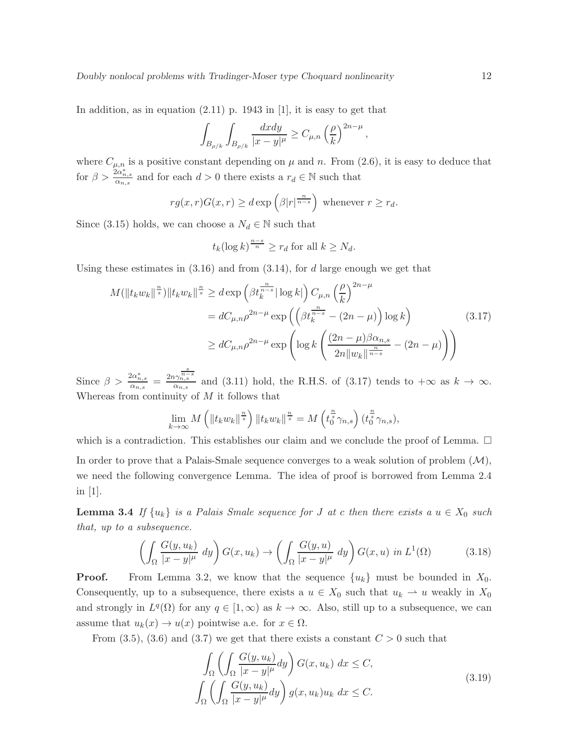In addition, as in equation (2.11) p. 1943 in [1], it is easy to get that

$$\int_{B_{\rho/k}} \int_{B_{\rho/k}} \frac{dxdy}{|x-y|^{\mu}} \geq C_{\mu,n} \left(\frac{\rho}{k}\right)^{2n-\mu},$$

where $C_{\mu,n}$ is a positive constant depending on $\mu$ and $n$. From (2.6), it is easy to deduce that for $\beta > \frac{2\alpha^*_{n,s}}{\alpha_{n,s}}$ and for each $d > 0$ there exists a $r_d \in \mathbb{N}$ such that

$$rg(x,r)G(x,r) \geq d \exp\left(\beta |r|^{\frac{n}{n-s}}\right) \text{ whenever } r \geq r_d.$$

Since (3.15) holds, we can choose a $N_d \in \mathbb{N}$ such that

$$t_k (\log k)^{\frac{n-s}{n}} \geq r_d \text{ for all } k \geq N_d.$$

Using these estimates in (3.16) and from (3.14), for $d$ large enough we get that

$$\begin{aligned} M(\|t_k w_k\|^{\frac{n}{s}})\|t_k w_k\|^{\frac{n}{s}} &\geq d \exp\left(\beta t_k^{\frac{n}{n-s}} |\log k|\right) C_{\mu,n} \left(\frac{\rho}{k}\right)^{2n-\mu} \\ &= d C_{\mu,n} \rho^{2n-\mu} \exp\left(\left(\beta t_k^{\frac{n}{n-s}} - (2n-\mu)\right) \log k\right) \\ &\geq d C_{\mu,n} \rho^{2n-\mu} \exp\left(\log k \left(\frac{(2n-\mu)\beta \alpha_{n,s}}{2n \|w_k\|^{\frac{n}{n-s}}} - (2n-\mu)\right)\right) \end{aligned} \tag{3.17}$$

Since $\beta > \frac{2\alpha^*_{n,s}}{\alpha_{n,s}} = \frac{2n\gamma_{n,s}^{\frac{s}{n-s}}}{\alpha_{n,s}}$ and (3.11) hold, the R.H.S. of (3.17) tends to $+\infty$ as $k \to \infty$. Whereas from continuity of $M$ it follows that

$$\lim_{k\to\infty} M\left(\|t_k w_k\|^{\frac{n}{s}}\right) \|t_k w_k\|^{\frac{n}{s}} = M\left(t_0^{\frac{n}{s}} \gamma_{n,s}\right) (t_0^{\frac{n}{s}} \gamma_{n,s}),$$

which is a contradiction. This establishes our claim and we conclude the proof of Lemma. □

In order to prove that a Palais-Smale sequence converges to a weak solution of problem $(\mathcal{M})$, we need the following convergence Lemma. The idea of proof is borrowed from Lemma 2.4 in [1].

**Lemma 3.4** *If $\{u_k\}$ is a Palais Smale sequence for $J$ at $c$ then there exists a $u \in X_0$ such that, up to a subsequence.*

$$\left(\int_\Omega \frac{G(y,u_k)}{|x-y|^{\mu}}\, dy\right) G(x,u_k) \to \left(\int_\Omega \frac{G(y,u)}{|x-y|^{\mu}}\, dy\right) G(x,u) \text{ in } L^1(\Omega) \tag{3.18}$$

**Proof.** From Lemma 3.2, we know that the sequence $\{u_k\}$ must be bounded in $X_0$. Consequently, up to a subsequence, there exists a $u \in X_0$ such that $u_k \rightharpoonup u$ weakly in $X_0$ and strongly in $L^q(\Omega)$ for any $q \in [1,\infty)$ as $k \to \infty$. Also, still up to a subsequence, we can assume that $u_k(x) \to u(x)$ pointwise a.e. for $x \in \Omega$.

From (3.5), (3.6) and (3.7) we get that there exists a constant $C > 0$ such that

$$\begin{aligned} &\int_\Omega \left(\int_\Omega \frac{G(y,u_k)}{|x-y|^{\mu}} dy\right) G(x,u_k)\, dx \leq C, \\ &\int_\Omega \left(\int_\Omega \frac{G(y,u_k)}{|x-y|^{\mu}} dy\right) g(x,u_k) u_k\, dx \leq C. \end{aligned} \tag{3.19}$$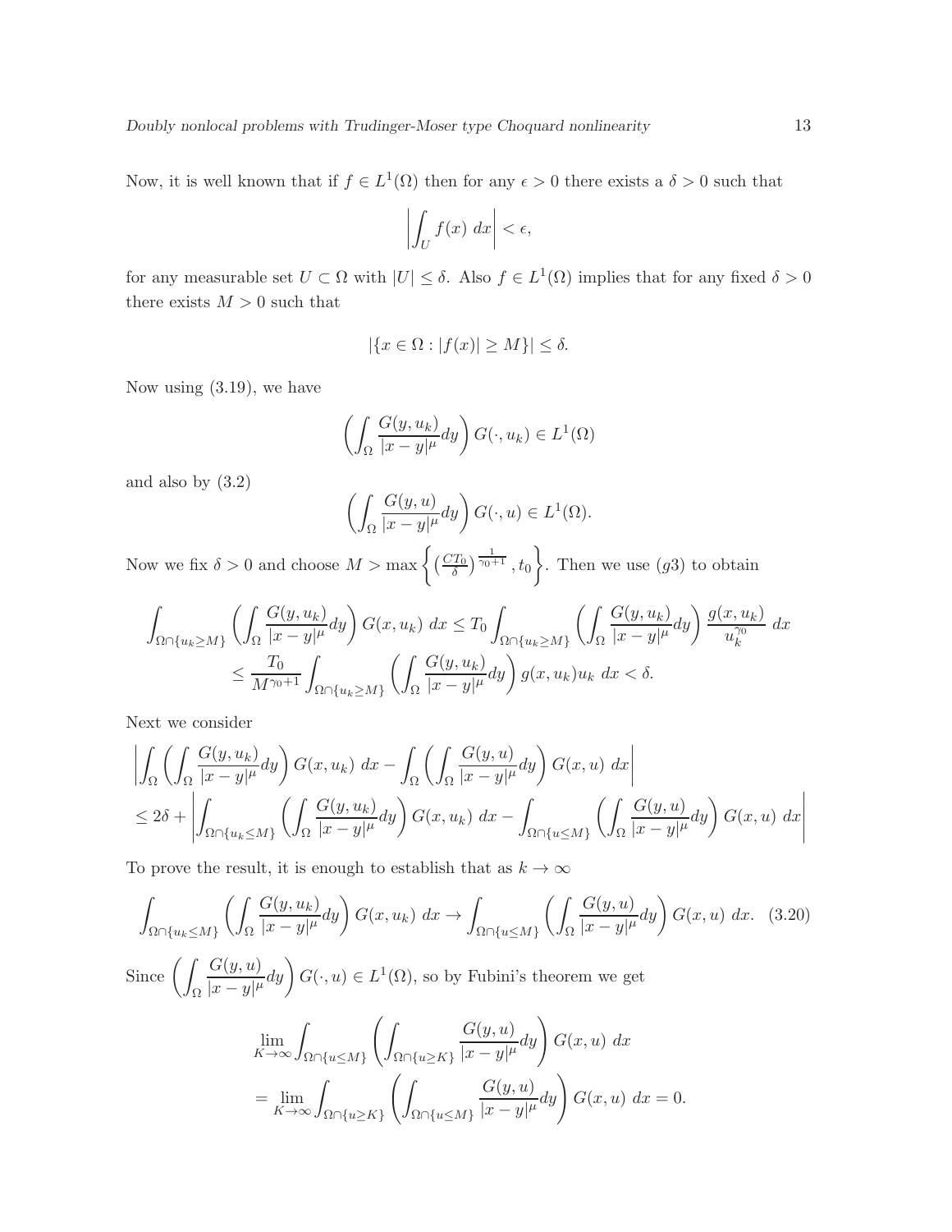Now, it is well known that if $f \in L^1(\Omega)$ then for any $\epsilon > 0$ there exists a $\delta > 0$ such that

$$
\left| \int_U f(x)\ dx \right| < \epsilon,
$$

for any measurable set $U \subset \Omega$ with $|U| \leq \delta$. Also $f \in L^1(\Omega)$ implies that for any fixed $\delta > 0$ there exists $M > 0$ such that

$$
|\{x \in \Omega : |f(x)| \geq M\}| \leq \delta.
$$

Now using (3.19), we have

$$
\left( \int_\Omega \frac{G(y, u_k)}{|x-y|^\mu} dy \right) G(\cdot, u_k) \in L^1(\Omega)
$$

and also by (3.2)

$$
\left( \int_\Omega \frac{G(y, u)}{|x-y|^\mu} dy \right) G(\cdot, u) \in L^1(\Omega).
$$

Now we fix $\delta > 0$ and choose $M > \max \left\{ \left(\frac{CT_0}{\delta}\right)^{\frac{1}{\gamma_0+1}}, t_0 \right\}$. Then we use $(g3)$ to obtain

$$
\begin{aligned}
\int_{\Omega \cap \{u_k \geq M\}} \left( \int_\Omega \frac{G(y, u_k)}{|x-y|^\mu} dy \right) G(x, u_k)\ dx &\leq T_0 \int_{\Omega \cap \{u_k \geq M\}} \left( \int_\Omega \frac{G(y, u_k)}{|x-y|^\mu} dy \right) \frac{g(x, u_k)}{u_k^{\gamma_0}}\ dx \\
&\leq \frac{T_0}{M^{\gamma_0+1}} \int_{\Omega \cap \{u_k \geq M\}} \left( \int_\Omega \frac{G(y, u_k)}{|x-y|^\mu} dy \right) g(x, u_k) u_k\ dx < \delta.
\end{aligned}
$$

Next we consider

$$
\begin{aligned}
&\left| \int_\Omega \left( \int_\Omega \frac{G(y, u_k)}{|x-y|^\mu} dy \right) G(x, u_k)\ dx - \int_\Omega \left( \int_\Omega \frac{G(y, u)}{|x-y|^\mu} dy \right) G(x, u)\ dx \right| \\
&\leq 2\delta + \left| \int_{\Omega \cap \{u_k \leq M\}} \left( \int_\Omega \frac{G(y, u_k)}{|x-y|^\mu} dy \right) G(x, u_k)\ dx - \int_{\Omega \cap \{u \leq M\}} \left( \int_\Omega \frac{G(y, u)}{|x-y|^\mu} dy \right) G(x, u)\ dx \right|
\end{aligned}
$$

To prove the result, it is enough to establish that as $k \to \infty$

$$
\int_{\Omega \cap \{u_k \leq M\}} \left( \int_\Omega \frac{G(y, u_k)}{|x-y|^\mu} dy \right) G(x, u_k)\ dx \to \int_{\Omega \cap \{u \leq M\}} \left( \int_\Omega \frac{G(y, u)}{|x-y|^\mu} dy \right) G(x, u)\ dx. \quad (3.20)
$$

Since $\left( \int_\Omega \frac{G(y, u)}{|x-y|^\mu} dy \right) G(\cdot, u) \in L^1(\Omega)$, so by Fubini's theorem we get

$$
\begin{aligned}
&\lim_{K \to \infty} \int_{\Omega \cap \{u \leq M\}} \left( \int_{\Omega \cap \{u \geq K\}} \frac{G(y, u)}{|x-y|^\mu} dy \right) G(x, u)\ dx \\
&= \lim_{K \to \infty} \int_{\Omega \cap \{u \geq K\}} \left( \int_{\Omega \cap \{u \leq M\}} \frac{G(y, u)}{|x-y|^\mu} dy \right) G(x, u)\ dx = 0.
\end{aligned}
$$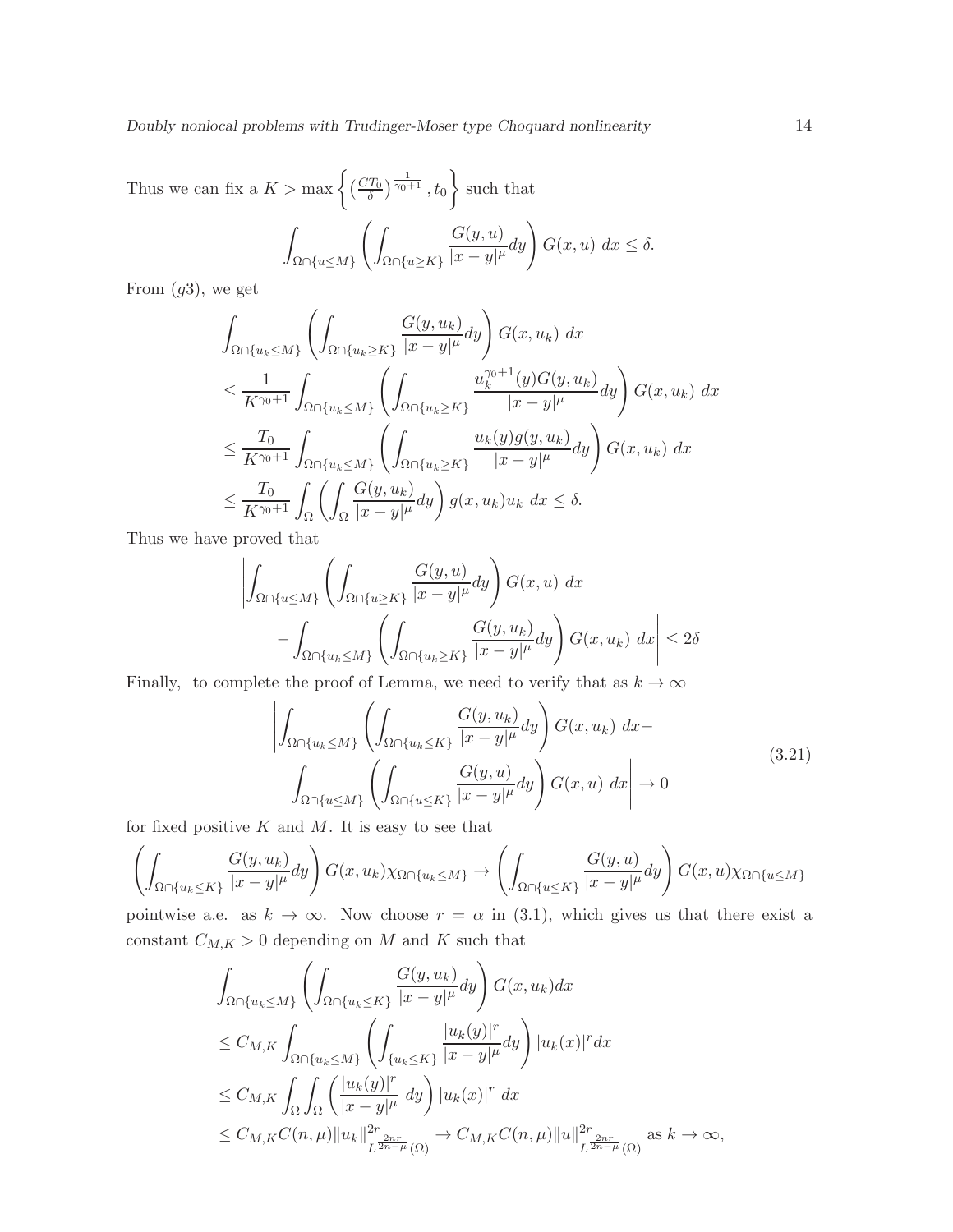Thus we can fix a $K > \max\left\{ \left(\frac{CT_0}{\delta}\right)^{\frac{1}{\gamma_0+1}}, t_0 \right\}$ such that

$$\int_{\Omega\cap\{u\leq M\}} \left( \int_{\Omega\cap\{u\geq K\}} \frac{G(y,u)}{|x-y|^\mu} dy \right) G(x,u)\ dx \leq \delta.$$

From $(g3)$, we get

$$\begin{aligned}
&\int_{\Omega\cap\{u_k\leq M\}} \left( \int_{\Omega\cap\{u_k\geq K\}} \frac{G(y,u_k)}{|x-y|^\mu} dy \right) G(x,u_k)\ dx \\
&\leq \frac{1}{K^{\gamma_0+1}} \int_{\Omega\cap\{u_k\leq M\}} \left( \int_{\Omega\cap\{u_k\geq K\}} \frac{u_k^{\gamma_0+1}(y) G(y,u_k)}{|x-y|^\mu} dy \right) G(x,u_k)\ dx \\
&\leq \frac{T_0}{K^{\gamma_0+1}} \int_{\Omega\cap\{u_k\leq M\}} \left( \int_{\Omega\cap\{u_k\geq K\}} \frac{u_k(y) g(y,u_k)}{|x-y|^\mu} dy \right) G(x,u_k)\ dx \\
&\leq \frac{T_0}{K^{\gamma_0+1}} \int_{\Omega} \left( \int_{\Omega} \frac{G(y,u_k)}{|x-y|^\mu} dy \right) g(x,u_k) u_k\ dx \leq \delta.
\end{aligned}$$

Thus we have proved that

$$\begin{aligned}
\Bigg| &\int_{\Omega\cap\{u\leq M\}} \left( \int_{\Omega\cap\{u\geq K\}} \frac{G(y,u)}{|x-y|^\mu} dy \right) G(x,u)\ dx \\
&- \int_{\Omega\cap\{u_k\leq M\}} \left( \int_{\Omega\cap\{u_k\geq K\}} \frac{G(y,u_k)}{|x-y|^\mu} dy \right) G(x,u_k)\ dx \Bigg| \leq 2\delta
\end{aligned}$$

Finally, to complete the proof of Lemma, we need to verify that as $k \to \infty$

$$\begin{aligned}
\Bigg| &\int_{\Omega\cap\{u_k\leq M\}} \left( \int_{\Omega\cap\{u_k\leq K\}} \frac{G(y,u_k)}{|x-y|^\mu} dy \right) G(x,u_k)\ dx - \\
&\int_{\Omega\cap\{u\leq M\}} \left( \int_{\Omega\cap\{u\leq K\}} \frac{G(y,u)}{|x-y|^\mu} dy \right) G(x,u)\ dx \Bigg| \to 0
\end{aligned} \tag{3.21}$$

for fixed positive $K$ and $M$. It is easy to see that

$$\left( \int_{\Omega\cap\{u_k\leq K\}} \frac{G(y,u_k)}{|x-y|^\mu} dy \right) G(x,u_k) \chi_{\Omega\cap\{u_k\leq M\}} \to \left( \int_{\Omega\cap\{u\leq K\}} \frac{G(y,u)}{|x-y|^\mu} dy \right) G(x,u) \chi_{\Omega\cap\{u\leq M\}}$$

pointwise a.e. as $k \to \infty$. Now choose $r = \alpha$ in (3.1), which gives us that there exist a constant $C_{M,K} > 0$ depending on $M$ and $K$ such that

$$\begin{aligned}
&\int_{\Omega\cap\{u_k\leq M\}} \left( \int_{\Omega\cap\{u_k\leq K\}} \frac{G(y,u_k)}{|x-y|^\mu} dy \right) G(x,u_k) dx \\
&\leq C_{M,K} \int_{\Omega\cap\{u_k\leq M\}} \left( \int_{\{u_k\leq K\}} \frac{|u_k(y)|^r}{|x-y|^\mu} dy \right) |u_k(x)|^r dx \\
&\leq C_{M,K} \int_{\Omega} \int_{\Omega} \left( \frac{|u_k(y)|^r}{|x-y|^\mu}\ dy \right) |u_k(x)|^r\ dx \\
&\leq C_{M,K} C(n,\mu) \|u_k\|^{2r}_{L^{\frac{2nr}{2n-\mu}}(\Omega)} \to C_{M,K} C(n,\mu) \|u\|^{2r}_{L^{\frac{2nr}{2n-\mu}}(\Omega)} \text{ as } k \to \infty,
\end{aligned}$$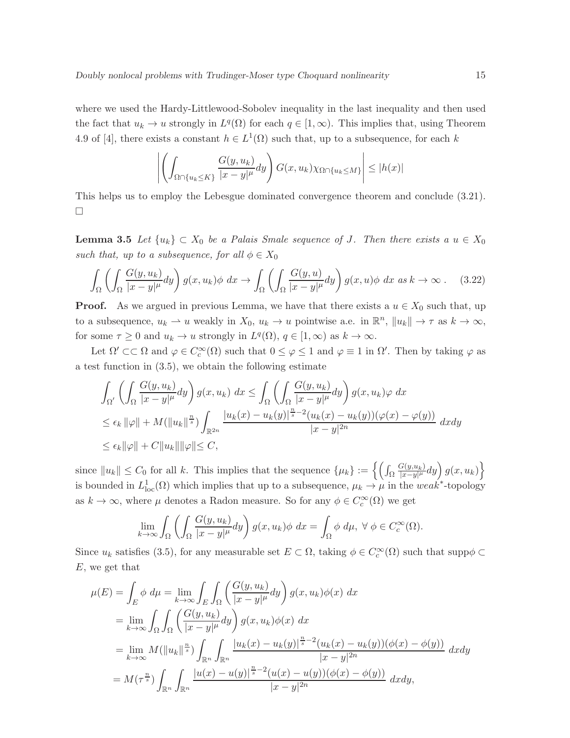where we used the Hardy-Littlewood-Sobolev inequality in the last inequality and then used the fact that $u_k \to u$ strongly in $L^q(\Omega)$ for each $q \in [1, \infty)$. This implies that, using Theorem 4.9 of [4], there exists a constant $h \in L^1(\Omega)$ such that, up to a subsequence, for each $k$

$$\left| \left( \int_{\Omega \cap \{u_k \leq K\}} \frac{G(y, u_k)}{|x-y|^\mu} dy \right) G(x, u_k) \chi_{\Omega \cap \{u_k \leq M\}} \right| \leq |h(x)|$$

This helps us to employ the Lebesgue dominated convergence theorem and conclude (3.21). $\square$

**Lemma 3.5** *Let $\{u_k\} \subset X_0$ be a Palais Smale sequence of $J$. Then there exists a $u \in X_0$ such that, up to a subsequence, for all $\phi \in X_0$*

$$\int_\Omega \left( \int_\Omega \frac{G(y, u_k)}{|x-y|^\mu} dy \right) g(x, u_k) \phi \; dx \to \int_\Omega \left( \int_\Omega \frac{G(y, u)}{|x-y|^\mu} dy \right) g(x, u) \phi \; dx \text{ as } k \to \infty \, . \quad (3.22)$$

**Proof.** As we argued in previous Lemma, we have that there exists a $u \in X_0$ such that, up to a subsequence, $u_k \rightharpoonup u$ weakly in $X_0$, $u_k \to u$ pointwise a.e. in $\mathbb{R}^n$, $\|u_k\| \to \tau$ as $k \to \infty$, for some $\tau \geq 0$ and $u_k \to u$ strongly in $L^q(\Omega)$, $q \in [1, \infty)$ as $k \to \infty$.

Let $\Omega' \subset\subset \Omega$ and $\varphi \in C_c^\infty(\Omega)$ such that $0 \leq \varphi \leq 1$ and $\varphi \equiv 1$ in $\Omega'$. Then by taking $\varphi$ as a test function in (3.5), we obtain the following estimate

$$\begin{aligned}
&\int_{\Omega'} \left( \int_\Omega \frac{G(y, u_k)}{|x-y|^\mu} dy \right) g(x, u_k) \; dx \leq \int_\Omega \left( \int_\Omega \frac{G(y, u_k)}{|x-y|^\mu} dy \right) g(x, u_k) \varphi \; dx \\
&\leq \epsilon_k \|\varphi\| + M(\|u_k\|^{\frac{n}{s}}) \int_{\mathbb{R}^{2n}} \frac{|u_k(x) - u_k(y)|^{\frac{n}{s}-2}(u_k(x) - u_k(y))(\varphi(x) - \varphi(y))}{|x-y|^{2n}} \; dxdy \\
&\leq \epsilon_k \|\varphi\| + C\|u_k\| \|\varphi\| \leq C,
\end{aligned}$$

since $\|u_k\| \leq C_0$ for all $k$. This implies that the sequence $\{\mu_k\} := \left\{ \left( \int_\Omega \frac{G(y, u_k)}{|x-y|^\mu} dy \right) g(x, u_k) \right\}$ is bounded in $L^1_{\text{loc}}(\Omega)$ which implies that up to a subsequence, $\mu_k \to \mu$ in the *weak*$^*$-topology as $k \to \infty$, where $\mu$ denotes a Radon measure. So for any $\phi \in C_c^\infty(\Omega)$ we get

$$\lim_{k \to \infty} \int_\Omega \left( \int_\Omega \frac{G(y, u_k)}{|x-y|^\mu} dy \right) g(x, u_k) \phi \; dx = \int_\Omega \phi \; d\mu, \; \forall \; \phi \in C_c^\infty(\Omega).$$

Since $u_k$ satisfies (3.5), for any measurable set $E \subset \Omega$, taking $\phi \in C_c^\infty(\Omega)$ such that $\text{supp}\phi \subset E$, we get that

$$\begin{aligned}
\mu(E) &= \int_E \phi \; d\mu = \lim_{k \to \infty} \int_E \int_\Omega \left( \frac{G(y, u_k)}{|x-y|^\mu} dy \right) g(x, u_k) \phi(x) \; dx \\
&= \lim_{k \to \infty} \int_\Omega \int_\Omega \left( \frac{G(y, u_k)}{|x-y|^\mu} dy \right) g(x, u_k) \phi(x) \; dx \\
&= \lim_{k \to \infty} M(\|u_k\|^{\frac{n}{s}}) \int_{\mathbb{R}^n} \int_{\mathbb{R}^n} \frac{|u_k(x) - u_k(y)|^{\frac{n}{s}-2}(u_k(x) - u_k(y))(\phi(x) - \phi(y))}{|x-y|^{2n}} \; dxdy \\
&= M(\tau^{\frac{n}{s}}) \int_{\mathbb{R}^n} \int_{\mathbb{R}^n} \frac{|u(x) - u(y)|^{\frac{n}{s}-2}(u(x) - u(y))(\phi(x) - \phi(y))}{|x-y|^{2n}} \; dxdy,
\end{aligned}$$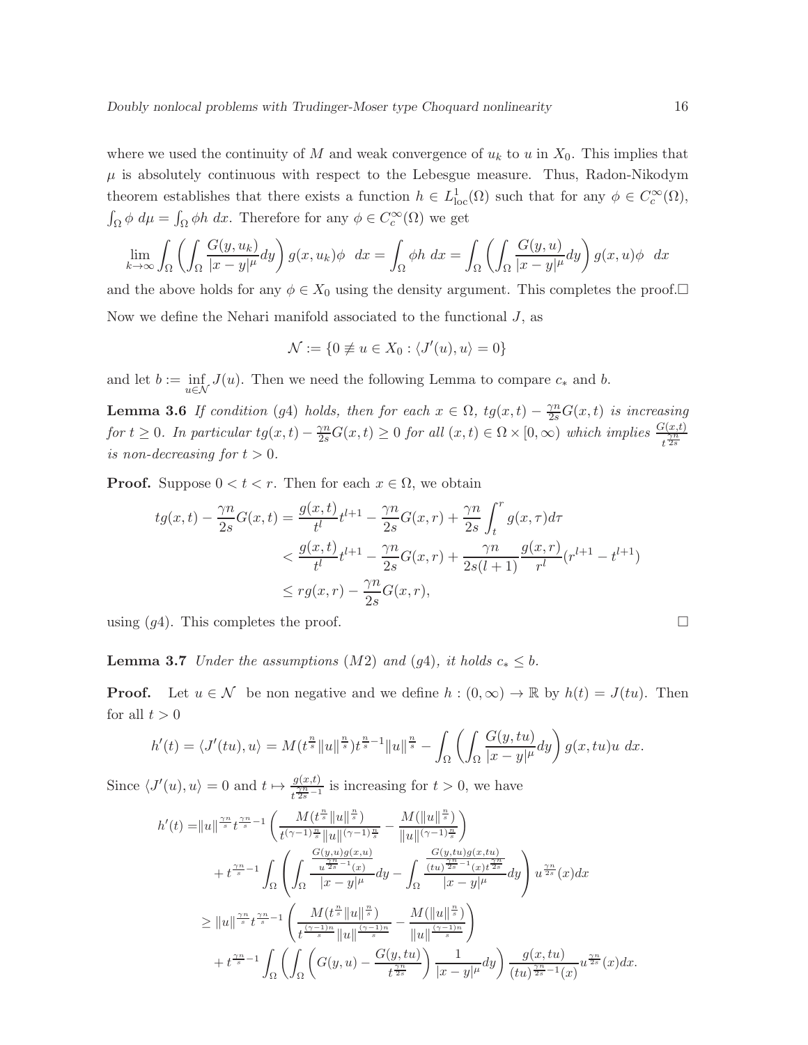where we used the continuity of $M$ and weak convergence of $u_k$ to $u$ in $X_0$. This implies that $\mu$ is absolutely continuous with respect to the Lebesgue measure. Thus, Radon-Nikodym theorem establishes that there exists a function $h \in L^1_{\text{loc}}(\Omega)$ such that for any $\phi \in C_c^\infty(\Omega)$, $\int_\Omega \phi \; d\mu = \int_\Omega \phi h \; dx$. Therefore for any $\phi \in C_c^\infty(\Omega)$ we get

$$\lim_{k\to\infty} \int_\Omega \left( \int_\Omega \frac{G(y,u_k)}{|x-y|^\mu} dy \right) g(x,u_k)\phi \;\; dx = \int_\Omega \phi h \; dx = \int_\Omega \left( \int_\Omega \frac{G(y,u)}{|x-y|^\mu} dy \right) g(x,u)\phi \;\; dx$$

and the above holds for any $\phi \in X_0$ using the density argument. This completes the proof.□

Now we define the Nehari manifold associated to the functional $J$, as

$$\mathcal{N} := \{0 \not\equiv u \in X_0 : \langle J'(u), u\rangle = 0\}$$

and let $b := \inf_{u\in\mathcal{N}} J(u)$. Then we need the following Lemma to compare $c_*$ and $b$.

**Lemma 3.6** *If condition $(g4)$ holds, then for each $x \in \Omega$, $tg(x,t) - \frac{\gamma n}{2s} G(x,t)$ is increasing for $t \geq 0$. In particular $tg(x,t) - \frac{\gamma n}{2s} G(x,t) \geq 0$ for all $(x,t) \in \Omega \times [0,\infty)$ which implies $\frac{G(x,t)}{t^{\frac{\gamma n}{2s}}}$ is non-decreasing for $t > 0$.*

**Proof.** Suppose $0 < t < r$. Then for each $x \in \Omega$, we obtain

$$\begin{aligned}
tg(x,t) - \frac{\gamma n}{2s} G(x,t) &= \frac{g(x,t)}{t^l} t^{l+1} - \frac{\gamma n}{2s} G(x,r) + \frac{\gamma n}{2s} \int_t^r g(x,\tau) d\tau \\
&< \frac{g(x,t)}{t^l} t^{l+1} - \frac{\gamma n}{2s} G(x,r) + \frac{\gamma n}{2s(l+1)} \frac{g(x,r)}{r^l} (r^{l+1} - t^{l+1}) \\
&\leq rg(x,r) - \frac{\gamma n}{2s} G(x,r),
\end{aligned}$$

using $(g4)$. This completes the proof. □

**Lemma 3.7** *Under the assumptions $(M2)$ and $(g4)$, it holds $c_* \leq b$.*

**Proof.** Let $u \in \mathcal{N}$ be non negative and we define $h : (0,\infty) \to \mathbb{R}$ by $h(t) = J(tu)$. Then for all $t > 0$

$$h'(t) = \langle J'(tu), u\rangle = M(t^{\frac{n}{s}} \|u\|^{\frac{n}{s}}) t^{\frac{n}{s}-1} \|u\|^{\frac{n}{s}} - \int_\Omega \left( \int_\Omega \frac{G(y,tu)}{|x-y|^\mu} dy \right) g(x,tu) u \; dx.$$

Since $\langle J'(u), u\rangle = 0$ and $t \mapsto \frac{g(x,t)}{t^{\frac{\gamma n}{2s}-1}}$ is increasing for $t > 0$, we have

$$\begin{aligned}
h'(t) =& \|u\|^{\frac{\gamma n}{s}} t^{\frac{\gamma n}{s}-1} \left( \frac{M(t^{\frac{n}{s}} \|u\|^{\frac{n}{s}})}{t^{(\gamma-1)\frac{n}{s}} \|u\|^{(\gamma-1)\frac{n}{s}}} - \frac{M(\|u\|^{\frac{n}{s}})}{\|u\|^{(\gamma-1)\frac{n}{s}}} \right) \\
&+ t^{\frac{\gamma n}{s}-1} \int_\Omega \left( \int_\Omega \frac{\frac{G(y,u) g(x,u)}{u^{\frac{\gamma n}{2s}-1}(x)}}{|x-y|^\mu} dy - \int_\Omega \frac{\frac{G(y,tu) g(x,tu)}{(tu)^{\frac{\gamma n}{2s}-1}(x) t^{\frac{\gamma n}{2s}}}}{|x-y|^\mu} dy \right) u^{\frac{\gamma n}{2s}}(x) dx \\
\geq& \|u\|^{\frac{\gamma n}{s}} t^{\frac{\gamma n}{s}-1} \left( \frac{M(t^{\frac{n}{s}} \|u\|^{\frac{n}{s}})}{t^{\frac{(\gamma-1)n}{s}} \|u\|^{\frac{(\gamma-1)n}{s}}} - \frac{M(\|u\|^{\frac{n}{s}})}{\|u\|^{\frac{(\gamma-1)n}{s}}} \right) \\
&+ t^{\frac{\gamma n}{s}-1} \int_\Omega \left( \int_\Omega \left( G(y,u) - \frac{G(y,tu)}{t^{\frac{\gamma n}{2s}}} \right) \frac{1}{|x-y|^\mu} dy \right) \frac{g(x,tu)}{(tu)^{\frac{\gamma n}{2s}-1}(x)} u^{\frac{\gamma n}{2s}}(x) dx.
\end{aligned}$$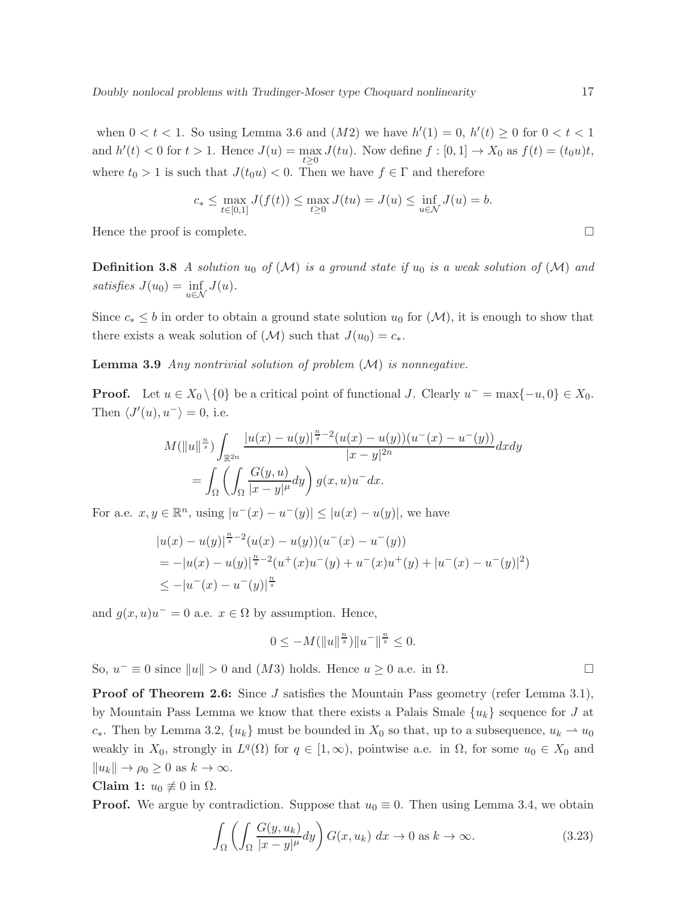when $0 < t < 1$. So using Lemma 3.6 and $(M2)$ we have $h'(1) = 0$, $h'(t) \geq 0$ for $0 < t < 1$ and $h'(t) < 0$ for $t > 1$. Hence $J(u) = \max\limits_{t \geq 0} J(tu)$. Now define $f : [0,1] \to X_0$ as $f(t) = (t_0 u)t$, where $t_0 > 1$ is such that $J(t_0 u) < 0$. Then we have $f \in \Gamma$ and therefore

$$c_* \leq \max_{t \in [0,1]} J(f(t)) \leq \max_{t \geq 0} J(tu) = J(u) \leq \inf_{u \in \mathcal{N}} J(u) = b.$$

Hence the proof is complete. $\square$

**Definition 3.8** *A solution $u_0$ of $(\mathcal{M})$ is a ground state if $u_0$ is a weak solution of $(\mathcal{M})$ and satisfies $J(u_0) = \inf\limits_{u \in \mathcal{N}} J(u)$.*

Since $c_* \leq b$ in order to obtain a ground state solution $u_0$ for $(\mathcal{M})$, it is enough to show that there exists a weak solution of $(\mathcal{M})$ such that $J(u_0) = c_*$.

**Lemma 3.9** *Any nontrivial solution of problem $(\mathcal{M})$ is nonnegative.*

**Proof.** Let $u \in X_0 \setminus \{0\}$ be a critical point of functional $J$. Clearly $u^- = \max\{-u, 0\} \in X_0$. Then $\langle J'(u), u^- \rangle = 0$, i.e.

$$\begin{aligned}
M(\|u\|^{\frac{n}{s}}) &\int_{\mathbb{R}^{2n}} \frac{|u(x)-u(y)|^{\frac{n}{s}-2}(u(x)-u(y))(u^-(x)-u^-(y))}{|x-y|^{2n}} dxdy \\
&= \int_\Omega \left( \int_\Omega \frac{G(y,u)}{|x-y|^\mu} dy \right) g(x,u) u^- dx.
\end{aligned}$$

For a.e. $x, y \in \mathbb{R}^n$, using $|u^-(x) - u^-(y)| \leq |u(x) - u(y)|$, we have

$$\begin{aligned}
&|u(x)-u(y)|^{\frac{n}{s}-2}(u(x)-u(y))(u^-(x)-u^-(y)) \\
&= -|u(x)-u(y)|^{\frac{n}{s}-2}(u^+(x)u^-(y) + u^-(x)u^+(y) + |u^-(x)-u^-(y)|^2) \\
&\leq -|u^-(x)-u^-(y)|^{\frac{n}{s}}
\end{aligned}$$

and $g(x,u)u^- = 0$ a.e. $x \in \Omega$ by assumption. Hence,

$$0 \leq -M(\|u\|^{\frac{n}{s}}) \|u^-\|^{\frac{n}{s}} \leq 0.$$

So, $u^- \equiv 0$ since $\|u\| > 0$ and $(M3)$ holds. Hence $u \geq 0$ a.e. in $\Omega$. $\square$

**Proof of Theorem 2.6:** Since $J$ satisfies the Mountain Pass geometry (refer Lemma 3.1), by Mountain Pass Lemma we know that there exists a Palais Smale $\{u_k\}$ sequence for $J$ at $c_*$. Then by Lemma 3.2, $\{u_k\}$ must be bounded in $X_0$ so that, up to a subsequence, $u_k \rightharpoonup u_0$ weakly in $X_0$, strongly in $L^q(\Omega)$ for $q \in [1, \infty)$, pointwise a.e. in $\Omega$, for some $u_0 \in X_0$ and $\|u_k\| \to \rho_0 \geq 0$ as $k \to \infty$.

**Claim 1:** $u_0 \not\equiv 0$ in $\Omega$.

**Proof.** We argue by contradiction. Suppose that $u_0 \equiv 0$. Then using Lemma 3.4, we obtain

$$\int_\Omega \left( \int_\Omega \frac{G(y,u_k)}{|x-y|^\mu} dy \right) G(x,u_k)\, dx \to 0 \text{ as } k \to \infty. \tag{3.23}$$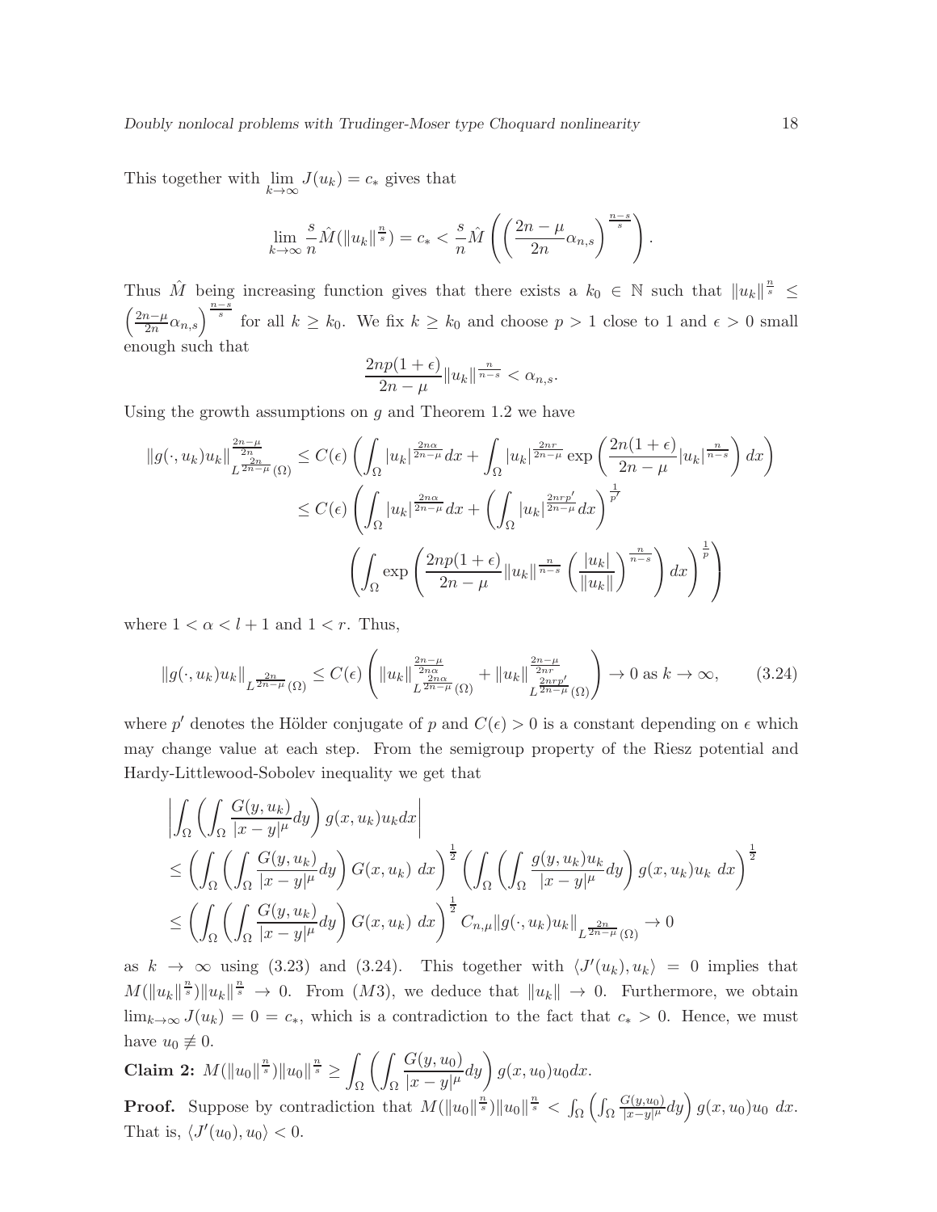This together with $\lim_{k\to\infty} J(u_k) = c_*$ gives that

$$\lim_{k\to\infty} \frac{s}{n}\hat{M}(\|u_k\|^{\frac{n}{s}}) = c_* < \frac{s}{n}\hat{M}\left(\left(\frac{2n-\mu}{2n}\alpha_{n,s}\right)^{\frac{n-s}{s}}\right).$$

Thus $\hat{M}$ being increasing function gives that there exists a $k_0 \in \mathbb{N}$ such that $\|u_k\|^{\frac{n}{s}} \leq \left(\frac{2n-\mu}{2n}\alpha_{n,s}\right)^{\frac{n-s}{s}}$ for all $k \geq k_0$. We fix $k \geq k_0$ and choose $p > 1$ close to 1 and $\epsilon > 0$ small enough such that

$$\frac{2np(1+\epsilon)}{2n-\mu}\|u_k\|^{\frac{n}{n-s}} < \alpha_{n,s}.$$

Using the growth assumptions on $g$ and Theorem 1.2 we have

$$\begin{aligned}
\|g(\cdot,u_k)u_k\|^{\frac{2n-\mu}{2n}}_{L^{\frac{2n}{2n-\mu}}(\Omega)} &\leq C(\epsilon)\left(\int_\Omega |u_k|^{\frac{2n\alpha}{2n-\mu}}dx + \int_\Omega |u_k|^{\frac{2nr}{2n-\mu}}\exp\left(\frac{2n(1+\epsilon)}{2n-\mu}|u_k|^{\frac{n}{n-s}}\right)dx\right)\\
&\leq C(\epsilon)\left(\int_\Omega |u_k|^{\frac{2n\alpha}{2n-\mu}}dx + \left(\int_\Omega |u_k|^{\frac{2nrp'}{2n-\mu}}dx\right)^{\frac{1}{p'}}\right.\\
&\qquad \left.\left(\int_\Omega \exp\left(\frac{2np(1+\epsilon)}{2n-\mu}\|u_k\|^{\frac{n}{n-s}}\left(\frac{|u_k|}{\|u_k\|}\right)^{\frac{n}{n-s}}\right)dx\right)^{\frac{1}{p}}\right)
\end{aligned}$$

where $1 < \alpha < l+1$ and $1 < r$. Thus,

$$\|g(\cdot,u_k)u_k\|_{L^{\frac{2n}{2n-\mu}}(\Omega)} \leq C(\epsilon)\left(\|u_k\|^{\frac{2n-\mu}{2n\alpha}}_{L^{\frac{2n\alpha}{2n-\mu}}(\Omega)} + \|u_k\|^{\frac{2n-\mu}{2nr}}_{L^{\frac{2nrp'}{2n-\mu}}(\Omega)}\right) \to 0 \text{ as } k \to \infty, \tag{3.24}$$

where $p'$ denotes the Hölder conjugate of $p$ and $C(\epsilon) > 0$ is a constant depending on $\epsilon$ which may change value at each step. From the semigroup property of the Riesz potential and Hardy-Littlewood-Sobolev inequality we get that

$$\begin{aligned}
&\left|\int_\Omega \left(\int_\Omega \frac{G(y,u_k)}{|x-y|^\mu}dy\right) g(x,u_k)u_k dx\right|\\
&\leq \left(\int_\Omega \left(\int_\Omega \frac{G(y,u_k)}{|x-y|^\mu}dy\right) G(x,u_k)\ dx\right)^{\frac{1}{2}}\left(\int_\Omega \left(\int_\Omega \frac{g(y,u_k)u_k}{|x-y|^\mu}dy\right) g(x,u_k)u_k\ dx\right)^{\frac{1}{2}}\\
&\leq \left(\int_\Omega \left(\int_\Omega \frac{G(y,u_k)}{|x-y|^\mu}dy\right) G(x,u_k)\ dx\right)^{\frac{1}{2}} C_{n,\mu}\|g(\cdot,u_k)u_k\|_{L^{\frac{2n}{2n-\mu}}(\Omega)} \to 0
\end{aligned}$$

as $k \to \infty$ using (3.23) and (3.24). This together with $\langle J'(u_k), u_k\rangle = 0$ implies that $M(\|u_k\|^{\frac{n}{s}})\|u_k\|^{\frac{n}{s}} \to 0$. From $(M3)$, we deduce that $\|u_k\| \to 0$. Furthermore, we obtain $\lim_{k\to\infty} J(u_k) = 0 = c_*$, which is a contradiction to the fact that $c_* > 0$. Hence, we must have $u_0 \not\equiv 0$.

**Claim 2:** $M(\|u_0\|^{\frac{n}{s}})\|u_0\|^{\frac{n}{s}} \geq \displaystyle\int_\Omega \left(\int_\Omega \frac{G(y,u_0)}{|x-y|^\mu}dy\right) g(x,u_0)u_0 dx.$

**Proof.** Suppose by contradiction that $M(\|u_0\|^{\frac{n}{s}})\|u_0\|^{\frac{n}{s}} < \int_\Omega \left(\int_\Omega \frac{G(y,u_0)}{|x-y|^\mu}dy\right) g(x,u_0)u_0\ dx$. That is, $\langle J'(u_0), u_0\rangle < 0$.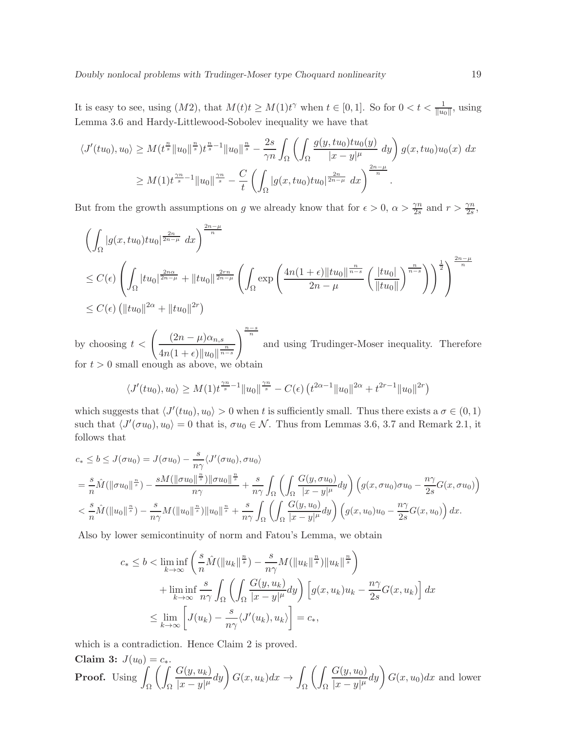It is easy to see, using $(M2)$, that $M(t)t \geq M(1)t^\gamma$ when $t \in [0,1]$. So for $0 < t < \frac{1}{\|u_0\|}$, using Lemma 3.6 and Hardy-Littlewood-Sobolev inequality we have that

$$
\begin{aligned}
\langle J'(tu_0), u_0\rangle &\geq M(t^{\frac{n}{s}}\|u_0\|^{\frac{n}{s}})t^{\frac{n}{s}-1}\|u_0\|^{\frac{n}{s}} - \frac{2s}{\gamma n}\int_\Omega \left(\int_\Omega \frac{g(y,tu_0)tu_0(y)}{|x-y|^\mu}\ dy\right) g(x,tu_0)u_0(x)\ dx\\
&\geq M(1)t^{\frac{\gamma n}{s}-1}\|u_0\|^{\frac{\gamma n}{s}} - \frac{C}{t}\left(\int_\Omega |g(x,tu_0)tu_0|^{\frac{2n}{2n-\mu}}\ dx\right)^{\frac{2n-\mu}{n}}.
\end{aligned}
$$

But from the growth assumptions on $g$ we already know that for $\epsilon > 0$, $\alpha > \frac{\gamma n}{2s}$ and $r > \frac{\gamma n}{2s}$,

$$
\begin{aligned}
&\left(\int_\Omega |g(x,tu_0)tu_0|^{\frac{2n}{2n-\mu}}\ dx\right)^{\frac{2n-\mu}{n}}\\
&\leq C(\epsilon)\left(\int_\Omega |tu_0|^{\frac{2n\alpha}{2n-\mu}} + \|tu_0\|^{\frac{2rn}{2n-\mu}}\left(\int_\Omega \exp\left(\frac{4n(1+\epsilon)\|tu_0\|^{\frac{n}{n-s}}}{2n-\mu}\left(\frac{|tu_0|}{\|tu_0\|}\right)^{\frac{n}{n-s}}\right)\right)^{\frac{1}{2}}\right)^{\frac{2n-\mu}{n}}\\
&\leq C(\epsilon)\left(\|tu_0\|^{2\alpha} + \|tu_0\|^{2r}\right)
\end{aligned}
$$

by choosing $t < \left(\dfrac{(2n-\mu)\alpha_{n,s}}{4n(1+\epsilon)\|u_0\|^{\frac{n}{n-s}}}\right)^{\frac{n-s}{n}}$ and using Trudinger-Moser inequality. Therefore for $t > 0$ small enough as above, we obtain

$$
\langle J'(tu_0), u_0\rangle \geq M(1)t^{\frac{\gamma n}{s}-1}\|u_0\|^{\frac{\gamma n}{s}} - C(\epsilon)\left(t^{2\alpha-1}\|u_0\|^{2\alpha} + t^{2r-1}\|u_0\|^{2r}\right)
$$

which suggests that $\langle J'(tu_0), u_0\rangle > 0$ when $t$ is sufficiently small. Thus there exists a $\sigma \in (0,1)$ such that $\langle J'(\sigma u_0), u_0\rangle = 0$ that is, $\sigma u_0 \in \mathcal{N}$. Thus from Lemmas 3.6, 3.7 and Remark 2.1, it follows that

$$
\begin{aligned}
c_* &\leq b \leq J(\sigma u_0) = J(\sigma u_0) - \frac{s}{n\gamma}\langle J'(\sigma u_0), \sigma u_0\rangle\\
&= \frac{s}{n}\hat{M}(\|\sigma u_0\|^{\frac{n}{s}}) - \frac{sM(\|\sigma u_0\|^{\frac{n}{s}})\|\sigma u_0\|^{\frac{n}{s}}}{n\gamma} + \frac{s}{n\gamma}\int_\Omega\left(\int_\Omega \frac{G(y,\sigma u_0)}{|x-y|^\mu}dy\right)\left(g(x,\sigma u_0)\sigma u_0 - \frac{n\gamma}{2s}G(x,\sigma u_0)\right)\\
&< \frac{s}{n}\hat{M}(\|u_0\|^{\frac{n}{s}}) - \frac{s}{n\gamma}M(\|u_0\|^{\frac{n}{s}})\|u_0\|^{\frac{n}{s}} + \frac{s}{n\gamma}\int_\Omega\left(\int_\Omega \frac{G(y,u_0)}{|x-y|^\mu}dy\right)\left(g(x,u_0)u_0 - \frac{n\gamma}{2s}G(x,u_0)\right)dx.
\end{aligned}
$$

Also by lower semicontinuity of norm and Fatou's Lemma, we obtain

$$
\begin{aligned}
c_* \leq b &< \liminf_{k\to\infty}\left(\frac{s}{n}\hat{M}(\|u_k\|^{\frac{n}{s}}) - \frac{s}{n\gamma}M(\|u_k\|^{\frac{n}{s}})\|u_k\|^{\frac{n}{s}}\right)\\
&\quad + \liminf_{k\to\infty}\frac{s}{n\gamma}\int_\Omega\left(\int_\Omega \frac{G(y,u_k)}{|x-y|^\mu}dy\right)\left[g(x,u_k)u_k - \frac{n\gamma}{2s}G(x,u_k)\right]dx\\
&\leq \lim_{k\to\infty}\left[J(u_k) - \frac{s}{n\gamma}\langle J'(u_k), u_k\rangle\right] = c_*,
\end{aligned}
$$

which is a contradiction. Hence Claim 2 is proved.

**Claim 3:** $J(u_0) = c_*$.

**Proof.** Using $\displaystyle\int_\Omega\left(\int_\Omega \frac{G(y,u_k)}{|x-y|^\mu}dy\right)G(x,u_k)dx \to \int_\Omega\left(\int_\Omega \frac{G(y,u_0)}{|x-y|^\mu}dy\right)G(x,u_0)dx$ and lower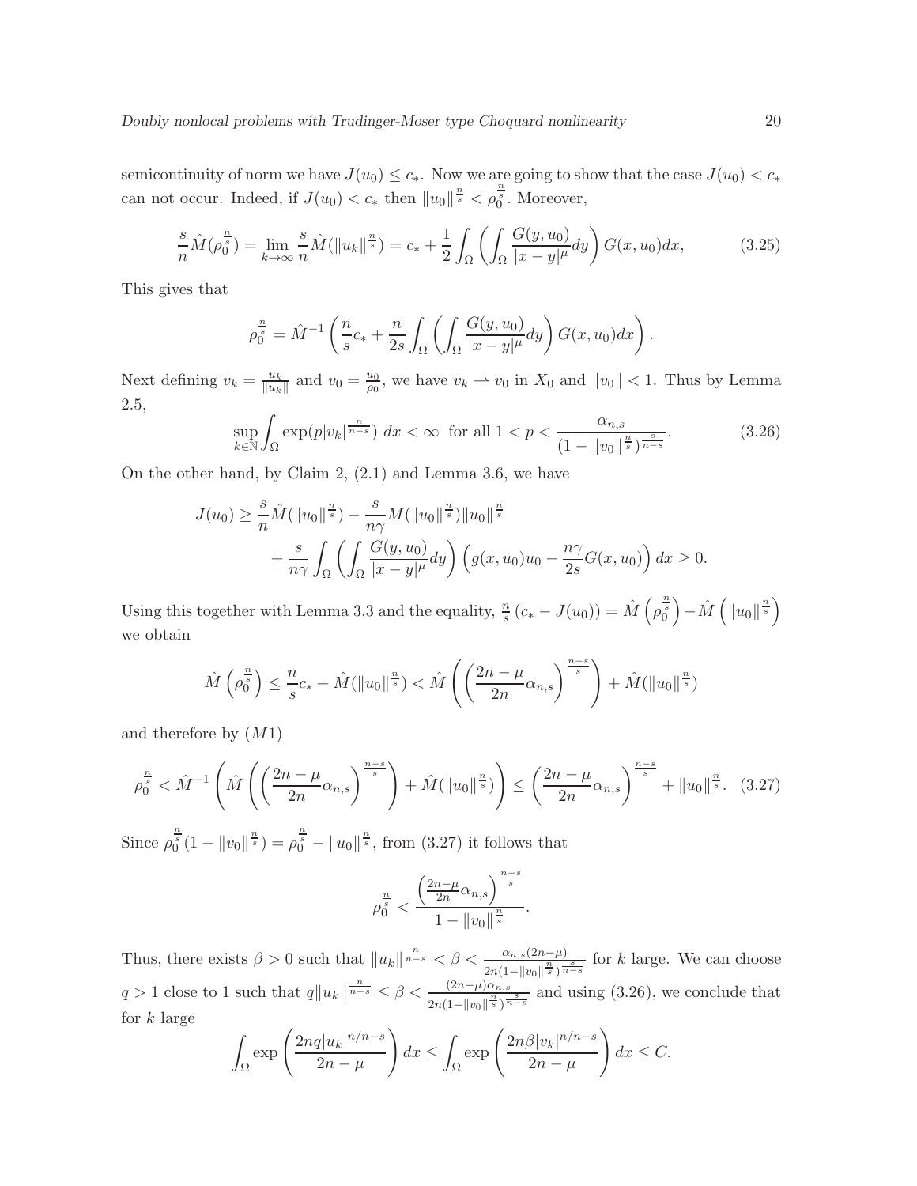semicontinuity of norm we have $J(u_0) \leq c_*$. Now we are going to show that the case $J(u_0) < c_*$ can not occur. Indeed, if $J(u_0) < c_*$ then $\|u_0\|^{\frac{n}{s}} < \rho_0^{\frac{n}{s}}$. Moreover,

$$\frac{s}{n}\hat{M}(\rho_0^{\frac{n}{s}}) = \lim_{k\to\infty} \frac{s}{n}\hat{M}(\|u_k\|^{\frac{n}{s}}) = c_* + \frac{1}{2}\int_\Omega \left(\int_\Omega \frac{G(y,u_0)}{|x-y|^\mu}dy\right) G(x,u_0)dx, \tag{3.25}$$

This gives that

$$\rho_0^{\frac{n}{s}} = \hat{M}^{-1}\left(\frac{n}{s}c_* + \frac{n}{2s}\int_\Omega \left(\int_\Omega \frac{G(y,u_0)}{|x-y|^\mu}dy\right) G(x,u_0)dx\right).$$

Next defining $v_k = \frac{u_k}{\|u_k\|}$ and $v_0 = \frac{u_0}{\rho_0}$, we have $v_k \rightharpoonup v_0$ in $X_0$ and $\|v_0\| < 1$. Thus by Lemma 2.5,

$$\sup_{k\in\mathbb{N}} \int_\Omega \exp(p|v_k|^{\frac{n}{n-s}})\, dx < \infty \text{ for all } 1 < p < \frac{\alpha_{n,s}}{(1-\|v_0\|^{\frac{n}{s}})^{\frac{s}{n-s}}}. \tag{3.26}$$

On the other hand, by Claim 2, (2.1) and Lemma 3.6, we have

$$\begin{aligned} J(u_0) \geq\ & \frac{s}{n}\hat{M}(\|u_0\|^{\frac{n}{s}}) - \frac{s}{n\gamma}M(\|u_0\|^{\frac{n}{s}})\|u_0\|^{\frac{n}{s}} \\ & + \frac{s}{n\gamma}\int_\Omega \left(\int_\Omega \frac{G(y,u_0)}{|x-y|^\mu}dy\right)\left(g(x,u_0)u_0 - \frac{n\gamma}{2s}G(x,u_0)\right)dx \geq 0. \end{aligned}$$

Using this together with Lemma 3.3 and the equality, $\frac{n}{s}\left(c_* - J(u_0)\right) = \hat{M}\left(\rho_0^{\frac{n}{s}}\right) - \hat{M}\left(\|u_0\|^{\frac{n}{s}}\right)$ we obtain

$$\hat{M}\left(\rho_0^{\frac{n}{s}}\right) \leq \frac{n}{s}c_* + \hat{M}(\|u_0\|^{\frac{n}{s}}) < \hat{M}\left(\left(\frac{2n-\mu}{2n}\alpha_{n,s}\right)^{\frac{n-s}{s}}\right) + \hat{M}(\|u_0\|^{\frac{n}{s}})$$

and therefore by $(M1)$

$$\rho_0^{\frac{n}{s}} < \hat{M}^{-1}\left(\hat{M}\left(\left(\frac{2n-\mu}{2n}\alpha_{n,s}\right)^{\frac{n-s}{s}}\right) + \hat{M}(\|u_0\|^{\frac{n}{s}})\right) \leq \left(\frac{2n-\mu}{2n}\alpha_{n,s}\right)^{\frac{n-s}{s}} + \|u_0\|^{\frac{n}{s}}. \tag{3.27}$$

Since $\rho_0^{\frac{n}{s}}(1-\|v_0\|^{\frac{n}{s}}) = \rho_0^{\frac{n}{s}} - \|u_0\|^{\frac{n}{s}}$, from (3.27) it follows that

$$\rho_0^{\frac{n}{s}} < \frac{\left(\frac{2n-\mu}{2n}\alpha_{n,s}\right)^{\frac{n-s}{s}}}{1-\|v_0\|^{\frac{n}{s}}}.$$

Thus, there exists $\beta > 0$ such that $\|u_k\|^{\frac{n}{n-s}} < \beta < \frac{\alpha_{n,s}(2n-\mu)}{2n(1-\|v_0\|^{\frac{n}{s}})^{\frac{s}{n-s}}}$ for $k$ large. We can choose $q > 1$ close to 1 such that $q\|u_k\|^{\frac{n}{n-s}} \leq \beta < \frac{(2n-\mu)\alpha_{n,s}}{2n(1-\|v_0\|^{\frac{n}{s}})^{\frac{s}{n-s}}}$ and using (3.26), we conclude that for $k$ large

$$\int_\Omega \exp\left(\frac{2nq|u_k|^{n/n-s}}{2n-\mu}\right)dx \leq \int_\Omega \exp\left(\frac{2n\beta|v_k|^{n/n-s}}{2n-\mu}\right)dx \leq C.$$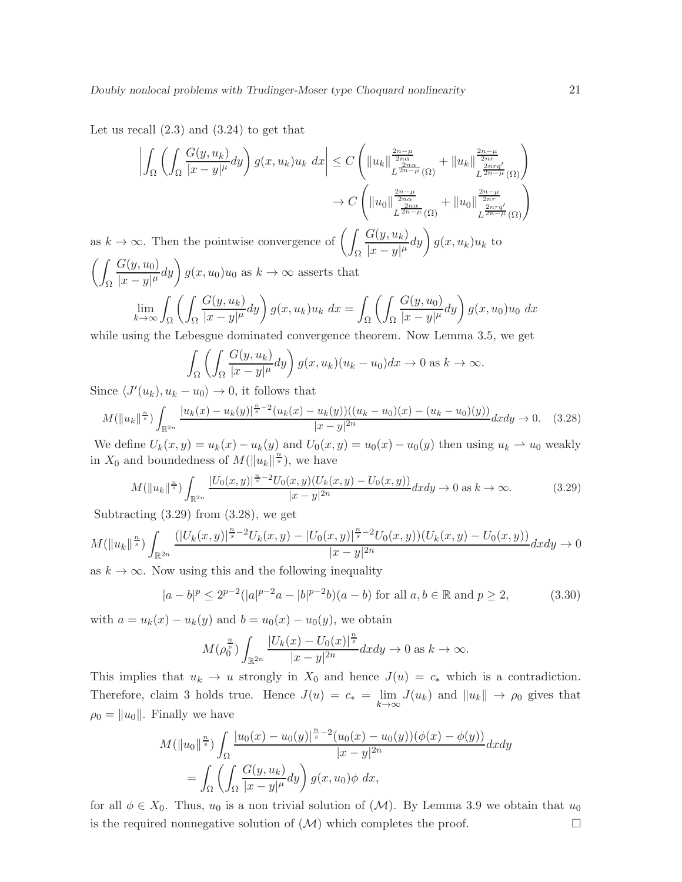Let us recall (2.3) and (3.24) to get that

$$\left|\int_\Omega \left(\int_\Omega \frac{G(y,u_k)}{|x-y|^\mu}dy\right) g(x,u_k)u_k \; dx\right| \leq C\left(\|u_k\|^{\frac{2n-\mu}{2n\alpha}}_{L^{\frac{2n\alpha}{2n-\mu}}(\Omega)} + \|u_k\|^{\frac{2n-\mu}{2nr}}_{L^{\frac{2nrq'}{2n-\mu}}(\Omega)}\right)$$
$$\to C\left(\|u_0\|^{\frac{2n-\mu}{2n\alpha}}_{L^{\frac{2n\alpha}{2n-\mu}}(\Omega)} + \|u_0\|^{\frac{2n-\mu}{2nr}}_{L^{\frac{2nrq'}{2n-\mu}}(\Omega)}\right)$$

as $k \to \infty$. Then the pointwise convergence of $\left(\int_\Omega \frac{G(y,u_k)}{|x-y|^\mu}dy\right) g(x,u_k)u_k$ to $\left(\int_\Omega \frac{G(y,u_0)}{|x-y|^\mu}dy\right) g(x,u_0)u_0$ as $k\to\infty$ asserts that

$$\lim_{k\to\infty}\int_\Omega \left(\int_\Omega \frac{G(y,u_k)}{|x-y|^\mu}dy\right) g(x,u_k)u_k \; dx = \int_\Omega \left(\int_\Omega \frac{G(y,u_0)}{|x-y|^\mu}dy\right) g(x,u_0)u_0 \; dx$$

while using the Lebesgue dominated convergence theorem. Now Lemma 3.5, we get

$$\int_\Omega \left(\int_\Omega \frac{G(y,u_k)}{|x-y|^\mu}dy\right) g(x,u_k)(u_k-u_0)dx \to 0 \text{ as } k\to\infty.$$

Since $\langle J'(u_k), u_k - u_0\rangle \to 0$, it follows that

$$M(\|u_k\|^{\frac{n}{s}})\int_{\mathbb{R}^{2n}} \frac{|u_k(x)-u_k(y)|^{\frac{n}{s}-2}(u_k(x)-u_k(y))((u_k-u_0)(x)-(u_k-u_0)(y))}{|x-y|^{2n}}dxdy \to 0. \quad (3.28)$$

We define $U_k(x,y) = u_k(x)-u_k(y)$ and $U_0(x,y) = u_0(x)-u_0(y)$ then using $u_k \rightharpoonup u_0$ weakly in $X_0$ and boundedness of $M(\|u_k\|^{\frac{n}{s}})$, we have

$$M(\|u_k\|^{\frac{n}{s}})\int_{\mathbb{R}^{2n}} \frac{|U_0(x,y)|^{\frac{n}{s}-2}U_0(x,y)(U_k(x,y)-U_0(x,y))}{|x-y|^{2n}}dxdy \to 0 \text{ as } k\to\infty. \quad (3.29)$$

Subtracting (3.29) from (3.28), we get

$$M(\|u_k\|^{\frac{n}{s}})\int_{\mathbb{R}^{2n}} \frac{(|U_k(x,y)|^{\frac{n}{s}-2}U_k(x,y) - |U_0(x,y)|^{\frac{n}{s}-2}U_0(x,y))(U_k(x,y)-U_0(x,y))}{|x-y|^{2n}}dxdy \to 0$$

as $k\to\infty$. Now using this and the following inequality

$$|a-b|^p \leq 2^{p-2}(|a|^{p-2}a - |b|^{p-2}b)(a-b) \text{ for all } a,b\in\mathbb{R} \text{ and } p\geq 2, \quad (3.30)$$

with $a = u_k(x)-u_k(y)$ and $b = u_0(x)-u_0(y)$, we obtain

$$M(\rho_0^{\frac{n}{s}})\int_{\mathbb{R}^{2n}} \frac{|U_k(x)-U_0(x)|^{\frac{n}{s}}}{|x-y|^{2n}}dxdy \to 0 \text{ as } k\to\infty.$$

This implies that $u_k \to u$ strongly in $X_0$ and hence $J(u) = c_*$ which is a contradiction. Therefore, claim 3 holds true. Hence $J(u) = c_* = \lim\limits_{k\to\infty} J(u_k)$ and $\|u_k\| \to \rho_0$ gives that $\rho_0 = \|u_0\|$. Finally we have

$$M(\|u_0\|^{\frac{n}{s}})\int_\Omega \frac{|u_0(x)-u_0(y)|^{\frac{n}{s}-2}(u_0(x)-u_0(y))(\phi(x)-\phi(y))}{|x-y|^{2n}}dxdy$$
$$= \int_\Omega \left(\int_\Omega \frac{G(y,u_k)}{|x-y|^\mu}dy\right) g(x,u_0)\phi \; dx,$$

for all $\phi \in X_0$. Thus, $u_0$ is a non trivial solution of $(\mathcal{M})$. By Lemma 3.9 we obtain that $u_0$ is the required nonnegative solution of $(\mathcal{M})$ which completes the proof. $\square$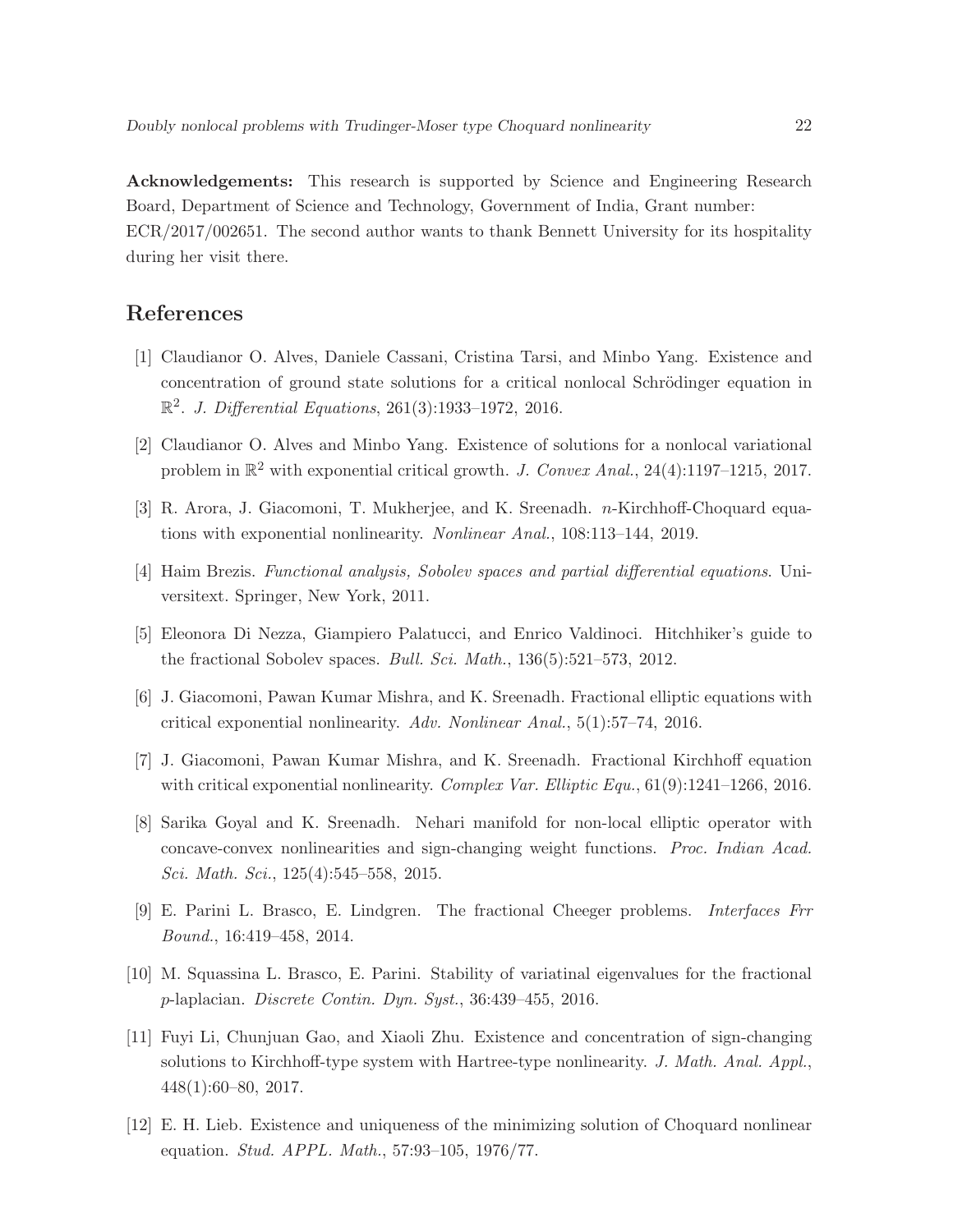**Acknowledgements:** This research is supported by Science and Engineering Research Board, Department of Science and Technology, Government of India, Grant number: ECR/2017/002651. The second author wants to thank Bennett University for its hospitality during her visit there.

## References

[1] Claudianor O. Alves, Daniele Cassani, Cristina Tarsi, and Minbo Yang. Existence and concentration of ground state solutions for a critical nonlocal Schrödinger equation in $\mathbb{R}^2$. *J. Differential Equations*, 261(3):1933–1972, 2016.

[2] Claudianor O. Alves and Minbo Yang. Existence of solutions for a nonlocal variational problem in $\mathbb{R}^2$ with exponential critical growth. *J. Convex Anal.*, 24(4):1197–1215, 2017.

[3] R. Arora, J. Giacomoni, T. Mukherjee, and K. Sreenadh. $n$-Kirchhoff-Choquard equations with exponential nonlinearity. *Nonlinear Anal.*, 108:113–144, 2019.

[4] Haim Brezis. *Functional analysis, Sobolev spaces and partial differential equations*. Universitext. Springer, New York, 2011.

[5] Eleonora Di Nezza, Giampiero Palatucci, and Enrico Valdinoci. Hitchhiker's guide to the fractional Sobolev spaces. *Bull. Sci. Math.*, 136(5):521–573, 2012.

[6] J. Giacomoni, Pawan Kumar Mishra, and K. Sreenadh. Fractional elliptic equations with critical exponential nonlinearity. *Adv. Nonlinear Anal.*, 5(1):57–74, 2016.

[7] J. Giacomoni, Pawan Kumar Mishra, and K. Sreenadh. Fractional Kirchhoff equation with critical exponential nonlinearity. *Complex Var. Elliptic Equ.*, 61(9):1241–1266, 2016.

[8] Sarika Goyal and K. Sreenadh. Nehari manifold for non-local elliptic operator with concave-convex nonlinearities and sign-changing weight functions. *Proc. Indian Acad. Sci. Math. Sci.*, 125(4):545–558, 2015.

[9] E. Parini L. Brasco, E. Lindgren. The fractional Cheeger problems. *Interfaces Frr Bound.*, 16:419–458, 2014.

[10] M. Squassina L. Brasco, E. Parini. Stability of variatinal eigenvalues for the fractional $p$-laplacian. *Discrete Contin. Dyn. Syst.*, 36:439–455, 2016.

[11] Fuyi Li, Chunjuan Gao, and Xiaoli Zhu. Existence and concentration of sign-changing solutions to Kirchhoff-type system with Hartree-type nonlinearity. *J. Math. Anal. Appl.*, 448(1):60–80, 2017.

[12] E. H. Lieb. Existence and uniqueness of the minimizing solution of Choquard nonlinear equation. *Stud. APPL. Math.*, 57:93–105, 1976/77.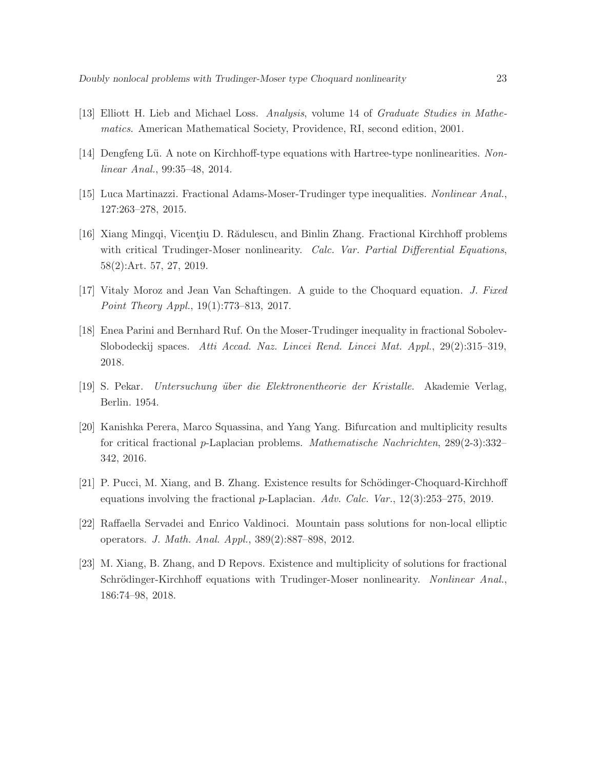[13] Elliott H. Lieb and Michael Loss. *Analysis*, volume 14 of *Graduate Studies in Mathematics*. American Mathematical Society, Providence, RI, second edition, 2001.

[14] Dengfeng Lü. A note on Kirchhoff-type equations with Hartree-type nonlinearities. *Nonlinear Anal.*, 99:35–48, 2014.

[15] Luca Martinazzi. Fractional Adams-Moser-Trudinger type inequalities. *Nonlinear Anal.*, 127:263–278, 2015.

[16] Xiang Mingqi, Vicenţiu D. Rădulescu, and Binlin Zhang. Fractional Kirchhoff problems with critical Trudinger-Moser nonlinearity. *Calc. Var. Partial Differential Equations*, 58(2):Art. 57, 27, 2019.

[17] Vitaly Moroz and Jean Van Schaftingen. A guide to the Choquard equation. *J. Fixed Point Theory Appl.*, 19(1):773–813, 2017.

[18] Enea Parini and Bernhard Ruf. On the Moser-Trudinger inequality in fractional Sobolev-Slobodeckij spaces. *Atti Accad. Naz. Lincei Rend. Lincei Mat. Appl.*, 29(2):315–319, 2018.

[19] S. Pekar. *Untersuchung über die Elektronentheorie der Kristalle*. Akademie Verlag, Berlin. 1954.

[20] Kanishka Perera, Marco Squassina, and Yang Yang. Bifurcation and multiplicity results for critical fractional $p$-Laplacian problems. *Mathematische Nachrichten*, 289(2-3):332–342, 2016.

[21] P. Pucci, M. Xiang, and B. Zhang. Existence results for Schödinger-Choquard-Kirchhoff equations involving the fractional $p$-Laplacian. *Adv. Calc. Var.*, 12(3):253–275, 2019.

[22] Raffaella Servadei and Enrico Valdinoci. Mountain pass solutions for non-local elliptic operators. *J. Math. Anal. Appl.*, 389(2):887–898, 2012.

[23] M. Xiang, B. Zhang, and D Repovs. Existence and multiplicity of solutions for fractional Schrödinger-Kirchhoff equations with Trudinger-Moser nonlinearity. *Nonlinear Anal.*, 186:74–98, 2018.